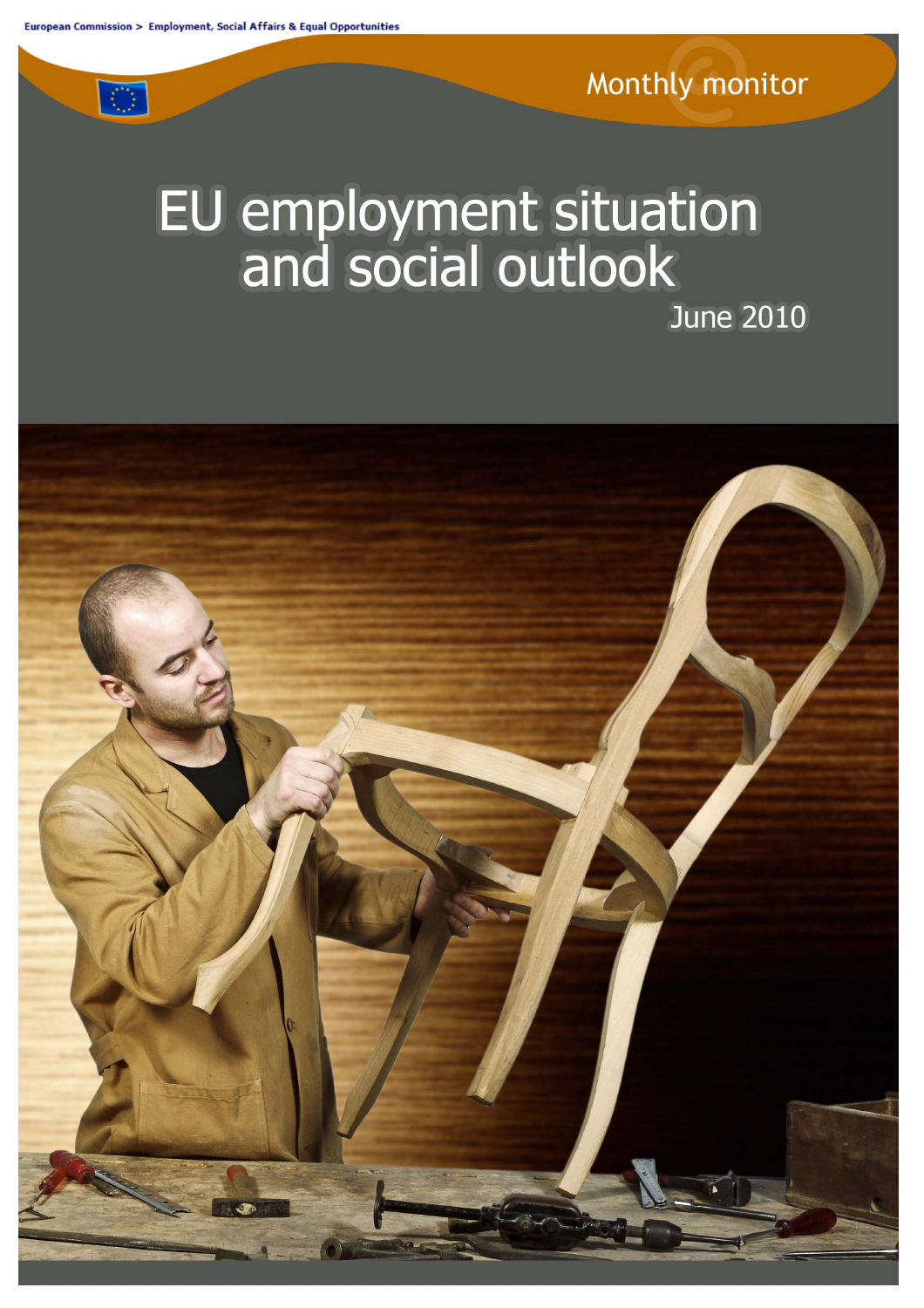European Commission > Employment, Social Affairs & Equal Opportunities

Monthly monitor

# EU employment situation and social outlook

June 2010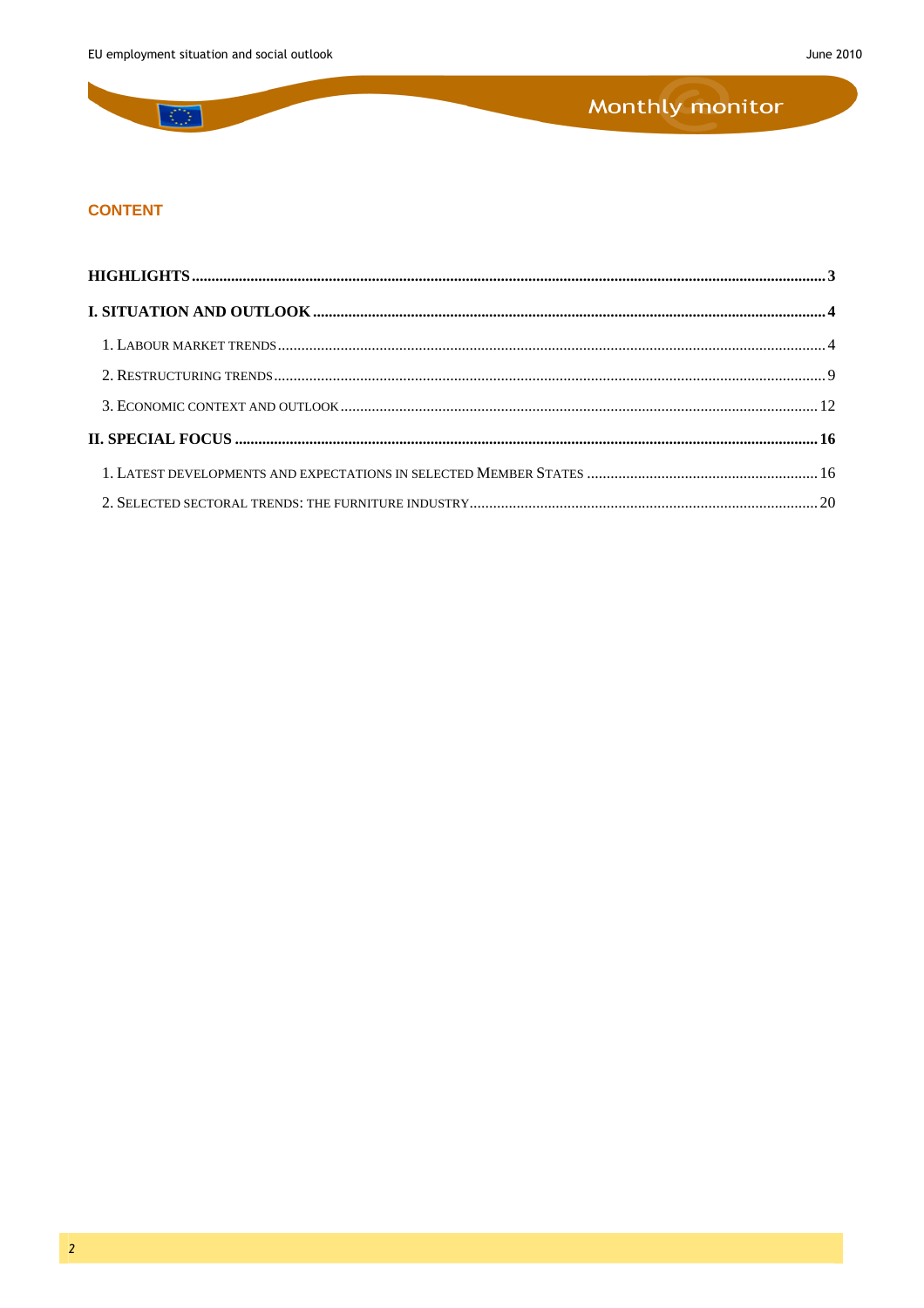## CONTENT

HIGHLIGHTS ..... 3

I. SITUATION AND OUTLOOK ..... 4

1. LABOUR MARKET TRENDS ..... 4
2. RESTRUCTURING TRENDS ..... 9
3. ECONOMIC CONTEXT AND OUTLOOK ..... 12

II. SPECIAL FOCUS ..... 16

1. LATEST DEVELOPMENTS AND EXPECTATIONS IN SELECTED MEMBER STATES ..... 16
2. SELECTED SECTORAL TRENDS: THE FURNITURE INDUSTRY ..... 20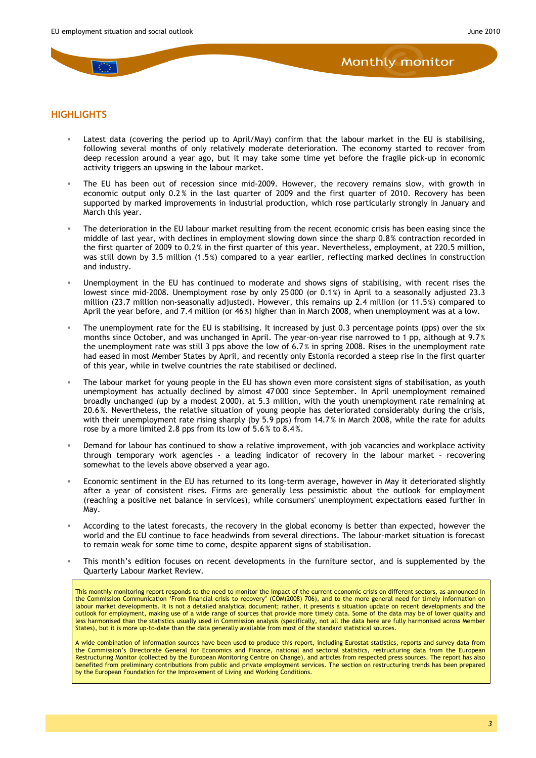## HIGHLIGHTS

- Latest data (covering the period up to April/May) confirm that the labour market in the EU is stabilising, following several months of only relatively moderate deterioration. The economy started to recover from deep recession around a year ago, but it may take some time yet before the fragile pick-up in economic activity triggers an upswing in the labour market.
- The EU has been out of recession since mid-2009. However, the recovery remains slow, with growth in economic output only 0.2% in the last quarter of 2009 and the first quarter of 2010. Recovery has been supported by marked improvements in industrial production, which rose particularly strongly in January and March this year.
- The deterioration in the EU labour market resulting from the recent economic crisis has been easing since the middle of last year, with declines in employment slowing down since the sharp 0.8% contraction recorded in the first quarter of 2009 to 0.2% in the first quarter of this year. Nevertheless, employment, at 220.5 million, was still down by 3.5 million (1.5%) compared to a year earlier, reflecting marked declines in construction and industry.
- Unemployment in the EU has continued to moderate and shows signs of stabilising, with recent rises the lowest since mid-2008. Unemployment rose by only 25 000 (or 0.1%) in April to a seasonally adjusted 23.3 million (23.7 million non-seasonally adjusted). However, this remains up 2.4 million (or 11.5%) compared to April the year before, and 7.4 million (or 46%) higher than in March 2008, when unemployment was at a low.
- The unemployment rate for the EU is stabilising. It increased by just 0.3 percentage points (pps) over the six months since October, and was unchanged in April. The year-on-year rise narrowed to 1 pp, although at 9.7% the unemployment rate was still 3 pps above the low of 6.7% in spring 2008. Rises in the unemployment rate had eased in most Member States by April, and recently only Estonia recorded a steep rise in the first quarter of this year, while in twelve countries the rate stabilised or declined.
- The labour market for young people in the EU has shown even more consistent signs of stabilisation, as youth unemployment has actually declined by almost 47 000 since September. In April unemployment remained broadly unchanged (up by a modest 2 000), at 5.3 million, with the youth unemployment rate remaining at 20.6%. Nevertheless, the relative situation of young people has deteriorated considerably during the crisis, with their unemployment rate rising sharply (by 5.9 pps) from 14.7% in March 2008, while the rate for adults rose by a more limited 2.8 pps from its low of 5.6% to 8.4%.
- Demand for labour has continued to show a relative improvement, with job vacancies and workplace activity through temporary work agencies - a leading indicator of recovery in the labour market – recovering somewhat to the levels above observed a year ago.
- Economic sentiment in the EU has returned to its long-term average, however in May it deteriorated slightly after a year of consistent rises. Firms are generally less pessimistic about the outlook for employment (reaching a positive net balance in services), while consumers' unemployment expectations eased further in May.
- According to the latest forecasts, the recovery in the global economy is better than expected, however the world and the EU continue to face headwinds from several directions. The labour-market situation is forecast to remain weak for some time to come, despite apparent signs of stabilisation.
- This month's edition focuses on recent developments in the furniture sector, and is supplemented by the Quarterly Labour Market Review.

This monthly monitoring report responds to the need to monitor the impact of the current economic crisis on different sectors, as announced in the Commission Communication 'From financial crisis to recovery' (COM(2008) 706), and to the more general need for timely information on labour market developments. It is not a detailed analytical document; rather, it presents a situation update on recent developments and the outlook for employment, making use of a wide range of sources that provide more timely data. Some of the data may be of lower quality and less harmonised than the statistics usually used in Commission analysis (specifically, not all the data here are fully harmonised across Member States), but it is more up-to-date than the data generally available from most of the standard statistical sources.

A wide combination of information sources have been used to produce this report, including Eurostat statistics, reports and survey data from the Commission's Directorate General for Economics and Finance, national and sectoral statistics, restructuring data from the European Restructuring Monitor (collected by the European Monitoring Centre on Change), and articles from respected press sources. The report has also benefited from preliminary contributions from public and private employment services. The section on restructuring trends has been prepared by the European Foundation for the Improvement of Living and Working Conditions.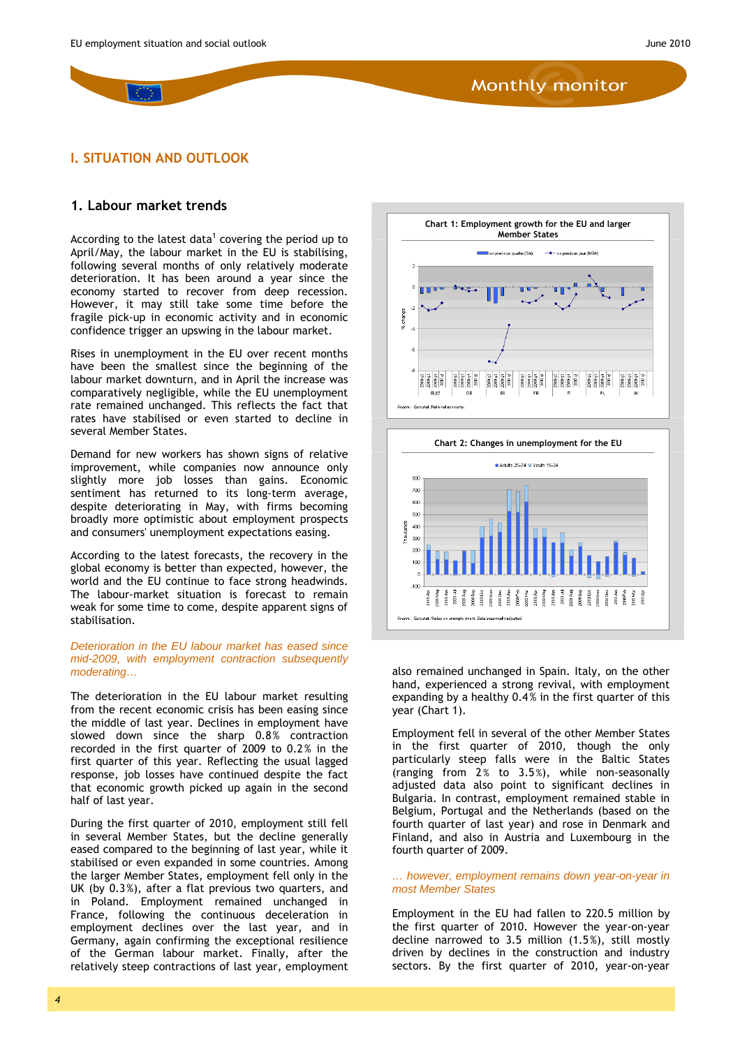# I. SITUATION AND OUTLOOK

## 1. Labour market trends

According to the latest data[1] covering the period up to April/May, the labour market in the EU is stabilising, following several months of only relatively moderate deterioration. It has been around a year since the economy started to recover from deep recession. However, it may still take some time before the fragile pick-up in economic activity and in economic confidence trigger an upswing in the labour market.

Rises in unemployment in the EU over recent months have been the smallest since the beginning of the labour market downturn, and in April the increase was comparatively negligible, while the EU unemployment rate remained unchanged. This reflects the fact that rates have stabilised or even started to decline in several Member States.

Demand for new workers has shown signs of relative improvement, while companies now announce only slightly more job losses than gains. Economic sentiment has returned to its long-term average, despite deteriorating in May, with firms becoming broadly more optimistic about employment prospects and consumers' unemployment expectations easing.

According to the latest forecasts, the recovery in the global economy is better than expected, however, the world and the EU continue to face strong headwinds. The labour-market situation is forecast to remain weak for some time to come, despite apparent signs of stabilisation.

*Deterioration in the EU labour market has eased since mid-2009, with employment contraction subsequently moderating…*

The deterioration in the EU labour market resulting from the recent economic crisis has been easing since the middle of last year. Declines in employment have slowed down since the sharp 0.8% contraction recorded in the first quarter of 2009 to 0.2% in the first quarter of this year. Reflecting the usual lagged response, job losses have continued despite the fact that economic growth picked up again in the second half of last year.

During the first quarter of 2010, employment still fell in several Member States, but the decline generally eased compared to the beginning of last year, while it stabilised or even expanded in some countries. Among the larger Member States, employment fell only in the UK (by 0.3%), after a flat previous two quarters, and in Poland. Employment remained unchanged in France, following the continuous deceleration in employment declines over the last year, and in Germany, again confirming the exceptional resilience of the German labour market. Finally, after the relatively steep contractions of last year, employment also remained unchanged in Spain. Italy, on the other hand, experienced a strong revival, with employment expanding by a healthy 0.4% in the first quarter of this year (Chart 1).

**Chart 1: Employment growth for the EU and larger Member States**

Source: Eurostat, National accounts.

**Chart 2: Changes in unemployment for the EU**

Source: Eurostat, Series on unemployment. Data seasonally adjusted.

Employment fell in several of the other Member States in the first quarter of 2010, though the only particularly steep falls were in the Baltic States (ranging from 2% to 3.5%), while non-seasonally adjusted data also point to significant declines in Bulgaria. In contrast, employment remained stable in Belgium, Portugal and the Netherlands (based on the fourth quarter of last year) and rose in Denmark and Finland, and also in Austria and Luxembourg in the fourth quarter of 2009.

*… however, employment remains down year-on-year in most Member States*

Employment in the EU had fallen to 220.5 million by the first quarter of 2010. However the year-on-year decline narrowed to 3.5 million (1.5%), still mostly driven by declines in the construction and industry sectors. By the first quarter of 2010, year-on-year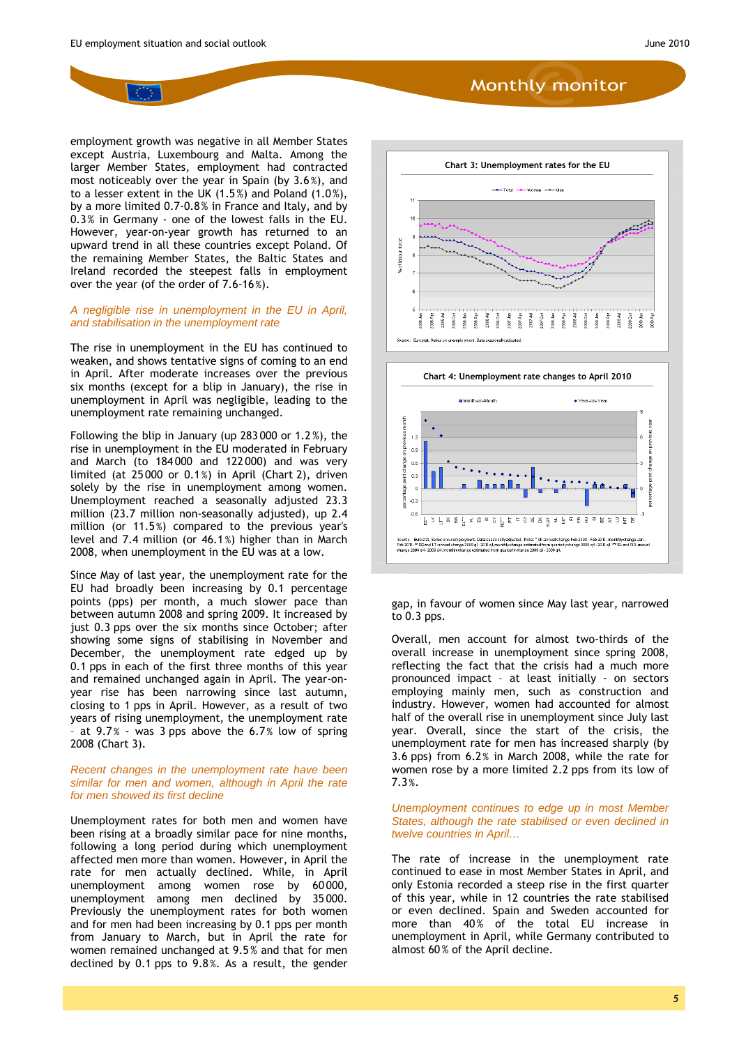employment growth was negative in all Member States except Austria, Luxembourg and Malta. Among the larger Member States, employment had contracted most noticeably over the year in Spain (by 3.6%), and to a lesser extent in the UK (1.5%) and Poland (1.0%), by a more limited 0.7-0.8% in France and Italy, and by 0.3% in Germany - one of the lowest falls in the EU. However, year-on-year growth has returned to an upward trend in all these countries except Poland. Of the remaining Member States, the Baltic States and Ireland recorded the steepest falls in employment over the year (of the order of 7.6-16%).

*A negligible rise in unemployment in the EU in April, and stabilisation in the unemployment rate*

The rise in unemployment in the EU has continued to weaken, and shows tentative signs of coming to an end in April. After moderate increases over the previous six months (except for a blip in January), the rise in unemployment in April was negligible, leading to the unemployment rate remaining unchanged.

Following the blip in January (up 283 000 or 1.2%), the rise in unemployment in the EU moderated in February and March (to 184 000 and 122 000) and was very limited (at 25 000 or 0.1%) in April (Chart 2), driven solely by the rise in unemployment among women. Unemployment reached a seasonally adjusted 23.3 million (23.7 million non-seasonally adjusted), up 2.4 million (or 11.5%) compared to the previous year's level and 7.4 million (or 46.1%) higher than in March 2008, when unemployment in the EU was at a low.

Since May of last year, the unemployment rate for the EU had broadly been increasing by 0.1 percentage points (pps) per month, a much slower pace than between autumn 2008 and spring 2009. It increased by just 0.3 pps over the six months since October; after showing some signs of stabilising in November and December, the unemployment rate edged up by 0.1 pps in each of the first three months of this year and remained unchanged again in April. The year-on-year rise has been narrowing since last autumn, closing to 1 pps in April. However, as a result of two years of rising unemployment, the unemployment rate – at 9.7% - was 3 pps above the 6.7% low of spring 2008 (Chart 3).

*Recent changes in the unemployment rate have been similar for men and women, although in April the rate for men showed its first decline*

Unemployment rates for both men and women have been rising at a broadly similar pace for nine months, following a long period during which unemployment affected men more than women. However, in April the rate for men actually declined. While, in April unemployment among women rose by 60 000, unemployment among men declined by 35 000. Previously the unemployment rates for both women and for men had been increasing by 0.1 pps per month from January to March, but in April the rate for women remained unchanged at 9.5% and that for men declined by 0.1 pps to 9.8%. As a result, the gender gap, in favour of women since May last year, narrowed to 0.3 pps.

**Chart 3: Unemployment rates for the EU**

Source: Eurostat, Series on unemployment. Data seasonally adjusted.

**Chart 4: Unemployment rate changes to April 2010**

Source: Eurostat, Series on unemployment. Data seasonally adjusted.

Overall, men account for almost two-thirds of the overall increase in unemployment since spring 2008, reflecting the fact that the crisis had a much more pronounced impact – at least initially - on sectors employing mainly men, such as construction and industry. However, women had accounted for almost half of the overall rise in unemployment since July last year. Overall, since the start of the crisis, the unemployment rate for men has increased sharply (by 3.6 pps) from 6.2% in March 2008, while the rate for women rose by a more limited 2.2 pps from its low of 7.3%.

*Unemployment continues to edge up in most Member States, although the rate stabilised or even declined in twelve countries in April…*

The rate of increase in the unemployment rate continued to ease in most Member States in April, and only Estonia recorded a steep rise in the first quarter of this year, while in 12 countries the rate stabilised or even declined. Spain and Sweden accounted for more than 40% of the total EU increase in unemployment in April, while Germany contributed to almost 60% of the April decline.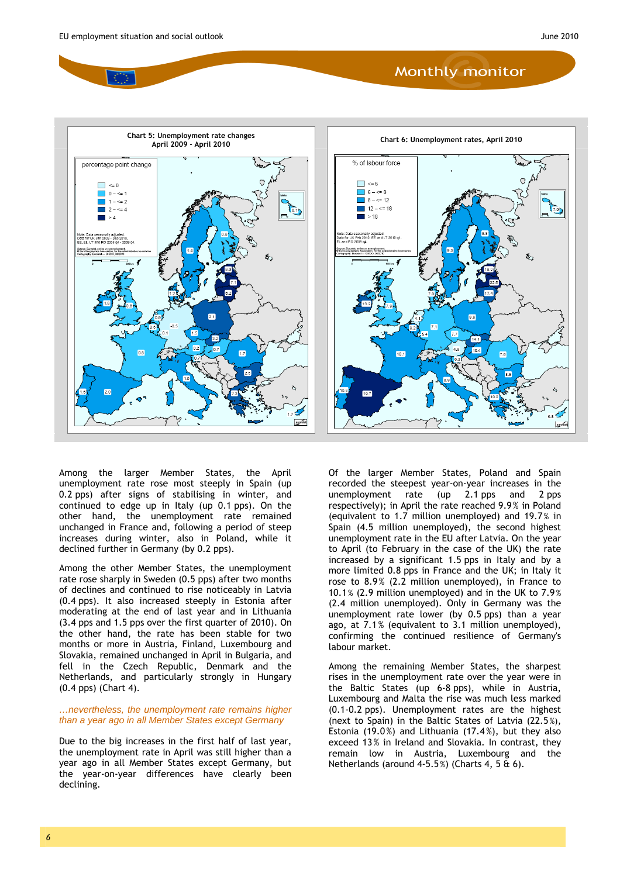**Chart 5: Unemployment rate changes**
**April 2009 - April 2010**

**Chart 6: Unemployment rates, April 2010**

Among the larger Member States, the April unemployment rate rose most steeply in Spain (up 0.2 pps) after signs of stabilising in winter, and continued to edge up in Italy (up 0.1 pps). On the other hand, the unemployment rate remained unchanged in France and, following a period of steep increases during winter, also in Poland, while it declined further in Germany (by 0.2 pps).

Among the other Member States, the unemployment rate rose sharply in Sweden (0.5 pps) after two months of declines and continued to rise noticeably in Latvia (0.4 pps). It also increased steeply in Estonia after moderating at the end of last year and in Lithuania (3.4 pps and 1.5 pps over the first quarter of 2010). On the other hand, the rate has been stable for two months or more in Austria, Finland, Luxembourg and Slovakia, remained unchanged in April in Bulgaria, and fell in the Czech Republic, Denmark and the Netherlands, and particularly strongly in Hungary (0.4 pps) (Chart 4).

*…nevertheless, the unemployment rate remains higher than a year ago in all Member States except Germany*

Due to the big increases in the first half of last year, the unemployment rate in April was still higher than a year ago in all Member States except Germany, but the year-on-year differences have clearly been declining.

Of the larger Member States, Poland and Spain recorded the steepest year-on-year increases in the unemployment rate (up 2.1 pps and 2 pps respectively); in April the rate reached 9.9% in Poland (equivalent to 1.7 million unemployed) and 19.7% in Spain (4.5 million unemployed), the second highest unemployment rate in the EU after Latvia. On the year to April (to February in the case of the UK) the rate increased by a significant 1.5 pps in Italy and by a more limited 0.8 pps in France and the UK; in Italy it rose to 8.9% (2.2 million unemployed), in France to 10.1% (2.9 million unemployed) and in the UK to 7.9% (2.4 million unemployed). Only in Germany was the unemployment rate lower (by 0.5 pps) than a year ago, at 7.1% (equivalent to 3.1 million unemployed), confirming the continued resilience of Germany's labour market.

Among the remaining Member States, the sharpest rises in the unemployment rate over the year were in the Baltic States (up 6-8 pps), while in Austria, Luxembourg and Malta the rise was much less marked (0.1-0.2 pps). Unemployment rates are the highest (next to Spain) in the Baltic States of Latvia (22.5%), Estonia (19.0%) and Lithuania (17.4%), but they also exceed 13% in Ireland and Slovakia. In contrast, they remain low in Austria, Luxembourg and the Netherlands (around 4-5.5%) (Charts 4, 5 & 6).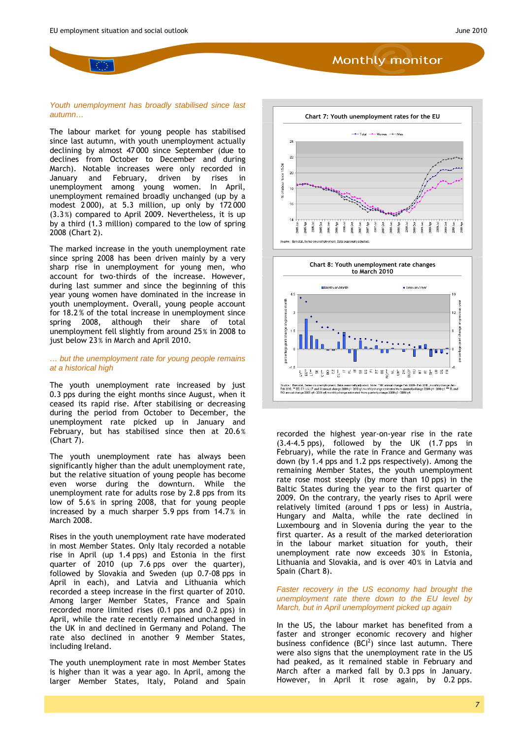*Youth unemployment has broadly stabilised since last autumn…*

The labour market for young people has stabilised since last autumn, with youth unemployment actually declining by almost 47 000 since September (due to declines from October to December and during March). Notable increases were only recorded in January and February, driven by rises in unemployment among young women. In April, unemployment remained broadly unchanged (up by a modest 2 000), at 5.3 million, up only by 172 000 (3.3 %) compared to April 2009. Nevertheless, it is up by a third (1.3 million) compared to the low of spring 2008 (Chart 2).

The marked increase in the youth unemployment rate since spring 2008 has been driven mainly by a very sharp rise in unemployment for young men, who account for two-thirds of the increase. However, during last summer and since the beginning of this year young women have dominated in the increase in youth unemployment. Overall, young people account for 18.2 % of the total increase in unemployment since spring 2008, although their share of total unemployment fell slightly from around 25 % in 2008 to just below 23 % in March and April 2010.

*… but the unemployment rate for young people remains at a historical high*

The youth unemployment rate increased by just 0.3 pps during the eight months since August, when it ceased its rapid rise. After stabilising or decreasing during the period from October to December, the unemployment rate picked up in January and February, but has stabilised since then at 20.6 % (Chart 7).

The youth unemployment rate has always been significantly higher than the adult unemployment rate, but the relative situation of young people has become even worse during the downturn. While the unemployment rate for adults rose by 2.8 pps from its low of 5.6 % in spring 2008, that for young people increased by a much sharper 5.9 pps from 14.7 % in March 2008.

Rises in the youth unemployment rate have moderated in most Member States. Only Italy recorded a notable rise in April (up 1.4 pps) and Estonia in the first quarter of 2010 (up 7.6 pps over the quarter), followed by Slovakia and Sweden (up 0.7-08 pps in April in each), and Latvia and Lithuania which recorded a steep increase in the first quarter of 2010. Among larger Member States, France and Spain recorded more limited rises (0.1 pps and 0.2 pps) in April, while the rate recently remained unchanged in the UK in and declined in Germany and Poland. The rate also declined in another 9 Member States, including Ireland.

The youth unemployment rate in most Member States is higher than it was a year ago. In April, among the larger Member States, Italy, Poland and Spain recorded the highest year-on-year rise in the rate (3.4-4.5 pps), followed by the UK (1.7 pps in February), while the rate in France and Germany was down (by 1.4 pps and 1.2 pps respectively). Among the remaining Member States, the youth unemployment rate rose most steeply (by more than 10 pps) in the Baltic States during the year to the first quarter of 2009. On the contrary, the yearly rises to April were relatively limited (around 1 pps or less) in Austria, Hungary and Malta, while the rate declined in Luxembourg and in Slovenia during the year to the first quarter. As a result of the marked deterioration in the labour market situation for youth, their unemployment rate now exceeds 30 % in Estonia, Lithuania and Slovakia, and is over 40 % in Latvia and Spain (Chart 8).

**Chart 7: Youth unemployment rates for the EU**

Source: Eurostat, Series on unemployment. Data seasonally adjusted.

**Chart 8: Youth unemployment rate changes to March 2010**

Source: Eurostat, Series on unemployment. Data seasonally adjusted. Note: * UK annual change Feb 2009 - Feb 2010, monthly change Jan - Feb 2010; ** EE, CY, LV, LT and SI annual change 2009q1 - 2010q1 monthly change estimated from quarterly change 2009q4 - 2010q1; *** EL and RO annual change 2008 q4 - 2009 q4, monthly change estimated from quarterly change 2009q3 - 2009 q4

*Faster recovery in the US economy had brought the unemployment rate there down to the EU level by March, but in April unemployment picked up again*

In the US, the labour market has benefited from a faster and stronger economic recovery and higher business confidence (BCI[2]) since last autumn. There were also signs that the unemployment rate in the US had peaked, as it remained stable in February and March after a marked fall by 0.3 pps in January. However, in April it rose again, by 0.2 pps.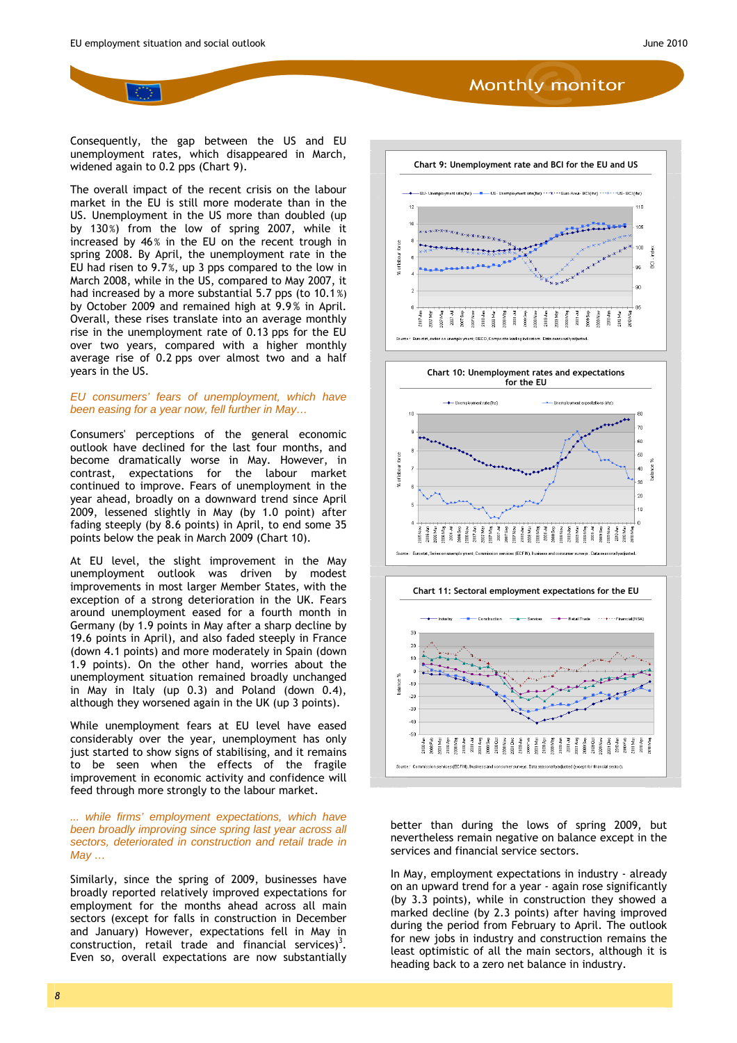Consequently, the gap between the US and EU unemployment rates, which disappeared in March, widened again to 0.2 pps (Chart 9).

The overall impact of the recent crisis on the labour market in the EU is still more moderate than in the US. Unemployment in the US more than doubled (up by 130%) from the low of spring 2007, while it increased by 46% in the EU on the recent trough in spring 2008. By April, the unemployment rate in the EU had risen to 9.7%, up 3 pps compared to the low in March 2008, while in the US, compared to May 2007, it had increased by a more substantial 5.7 pps (to 10.1%) by October 2009 and remained high at 9.9% in April. Overall, these rises translate into an average monthly rise in the unemployment rate of 0.13 pps for the EU over two years, compared with a higher monthly average rise of 0.2 pps over almost two and a half years in the US.

*EU consumers' fears of unemployment, which have been easing for a year now, fell further in May…*

Consumers' perceptions of the general economic outlook have declined for the last four months, and become dramatically worse in May. However, in contrast, expectations for the labour market continued to improve. Fears of unemployment in the year ahead, broadly on a downward trend since April 2009, lessened slightly in May (by 1.0 point) after fading steeply (by 8.6 points) in April, to end some 35 points below the peak in March 2009 (Chart 10).

At EU level, the slight improvement in the May unemployment outlook was driven by modest improvements in most larger Member States, with the exception of a strong deterioration in the UK. Fears around unemployment eased for a fourth month in Germany (by 1.9 points in May after a sharp decline by 19.6 points in April), and also faded steeply in France (down 4.1 points) and more moderately in Spain (down 1.9 points). On the other hand, worries about the unemployment situation remained broadly unchanged in May in Italy (up 0.3) and Poland (down 0.4), although they worsened again in the UK (up 3 points).

While unemployment fears at EU level have eased considerably over the year, unemployment has only just started to show signs of stabilising, and it remains to be seen when the effects of the fragile improvement in economic activity and confidence will feed through more strongly to the labour market.

*… while firms' employment expectations, which have been broadly improving since spring last year across all sectors, deteriorated in construction and retail trade in May …*

Similarly, since the spring of 2009, businesses have broadly reported relatively improved expectations for employment for the months ahead across all main sectors (except for falls in construction in December and January) However, expectations fell in May in construction, retail trade and financial services)[3]. Even so, overall expectations are now substantially better than during the lows of spring 2009, but nevertheless remain negative on balance except in the services and financial service sectors.

In May, employment expectations in industry - already on an upward trend for a year - again rose significantly (by 3.3 points), while in construction they showed a marked decline (by 2.3 points) after having improved during the period from February to April. The outlook for new jobs in industry and construction remains the least optimistic of all the main sectors, although it is heading back to a zero net balance in industry.

**Chart 9: Unemployment rate and BCI for the EU and US**

Source: Eurostat, series on unemployment; OECD, Composite leading indicators. Data seasonally adjusted.

**Chart 10: Unemployment rates and expectations for the EU**

Source: Eurostat, Series on unemployment; Commission services (ECFIN), business and consumer surveys. Data seasonally adjusted.

**Chart 11: Sectoral employment expectations for the EU**

Source: Commission services (ECFIN), Business and consumer surveys. Data seasonally adjusted (except for financial sector).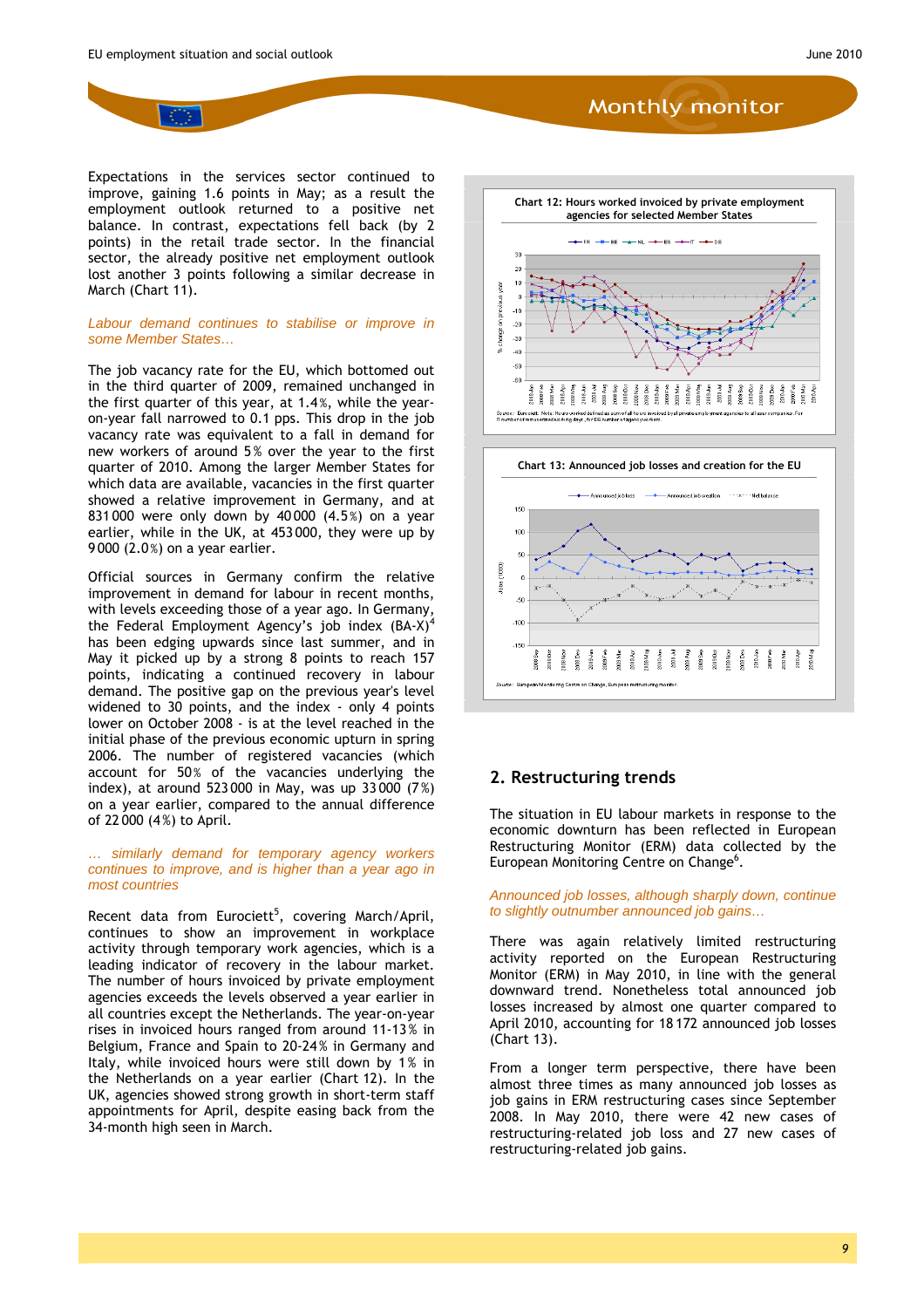Expectations in the services sector continued to improve, gaining 1.6 points in May; as a result the employment outlook returned to a positive net balance. In contrast, expectations fell back (by 2 points) in the retail trade sector. In the financial sector, the already positive net employment outlook lost another 3 points following a similar decrease in March (Chart 11).

*Labour demand continues to stabilise or improve in some Member States…*

The job vacancy rate for the EU, which bottomed out in the third quarter of 2009, remained unchanged in the first quarter of this year, at 1.4%, while the year-on-year fall narrowed to 0.1 pps. This drop in the job vacancy rate was equivalent to a fall in demand for new workers of around 5% over the year to the first quarter of 2010. Among the larger Member States for which data are available, vacancies in the first quarter showed a relative improvement in Germany, and at 831 000 were only down by 40 000 (4.5%) on a year earlier, while in the UK, at 453 000, they were up by 9 000 (2.0%) on a year earlier.

Official sources in Germany confirm the relative improvement in demand for labour in recent months, with levels exceeding those of a year ago. In Germany, the Federal Employment Agency's job index (BA-X)[4] has been edging upwards since last summer, and in May it picked up by a strong 8 points to reach 157 points, indicating a continued recovery in labour demand. The positive gap on the previous year's level widened to 30 points, and the index - only 4 points lower on October 2008 - is at the level reached in the initial phase of the previous economic upturn in spring 2006. The number of registered vacancies (which account for 50% of the vacancies underlying the index), at around 523 000 in May, was up 33 000 (7%) on a year earlier, compared to the annual difference of 22 000 (4%) to April.

*… similarly demand for temporary agency workers continues to improve, and is higher than a year ago in most countries*

Recent data from Eurociett[5], covering March/April, continues to show an improvement in workplace activity through temporary work agencies, which is a leading indicator of recovery in the labour market. The number of hours invoiced by private employment agencies exceeds the levels observed a year earlier in all countries except the Netherlands. The year-on-year rises in invoiced hours ranged from around 11-13% in Belgium, France and Spain to 20-24% in Germany and Italy, while invoiced hours were still down by 1% in the Netherlands on a year earlier (Chart 12). In the UK, agencies showed strong growth in short-term staff appointments for April, despite easing back from the 34-month high seen in March.

**Chart 12: Hours worked invoiced by private employment agencies for selected Member States**

Source: Eurociett. Note: Hours worked defined as sum of all hours invoiced by all private employment agencies to all user companies. For IT number of missions during the month; for DE number of agency workers.

**Chart 13: Announced job losses and creation for the EU**

Source: European Monitoring Centre on Change, European restructuring monitor

## 2. Restructuring trends

The situation in EU labour markets in response to the economic downturn has been reflected in European Restructuring Monitor (ERM) data collected by the European Monitoring Centre on Change[6].

*Announced job losses, although sharply down, continue to slightly outnumber announced job gains…*

There was again relatively limited restructuring activity reported on the European Restructuring Monitor (ERM) in May 2010, in line with the general downward trend. Nonetheless total announced job losses increased by almost one quarter compared to April 2010, accounting for 18 172 announced job losses (Chart 13).

From a longer term perspective, there have been almost three times as many announced job losses as job gains in ERM restructuring cases since September 2008. In May 2010, there were 42 new cases of restructuring-related job loss and 27 new cases of restructuring-related job gains.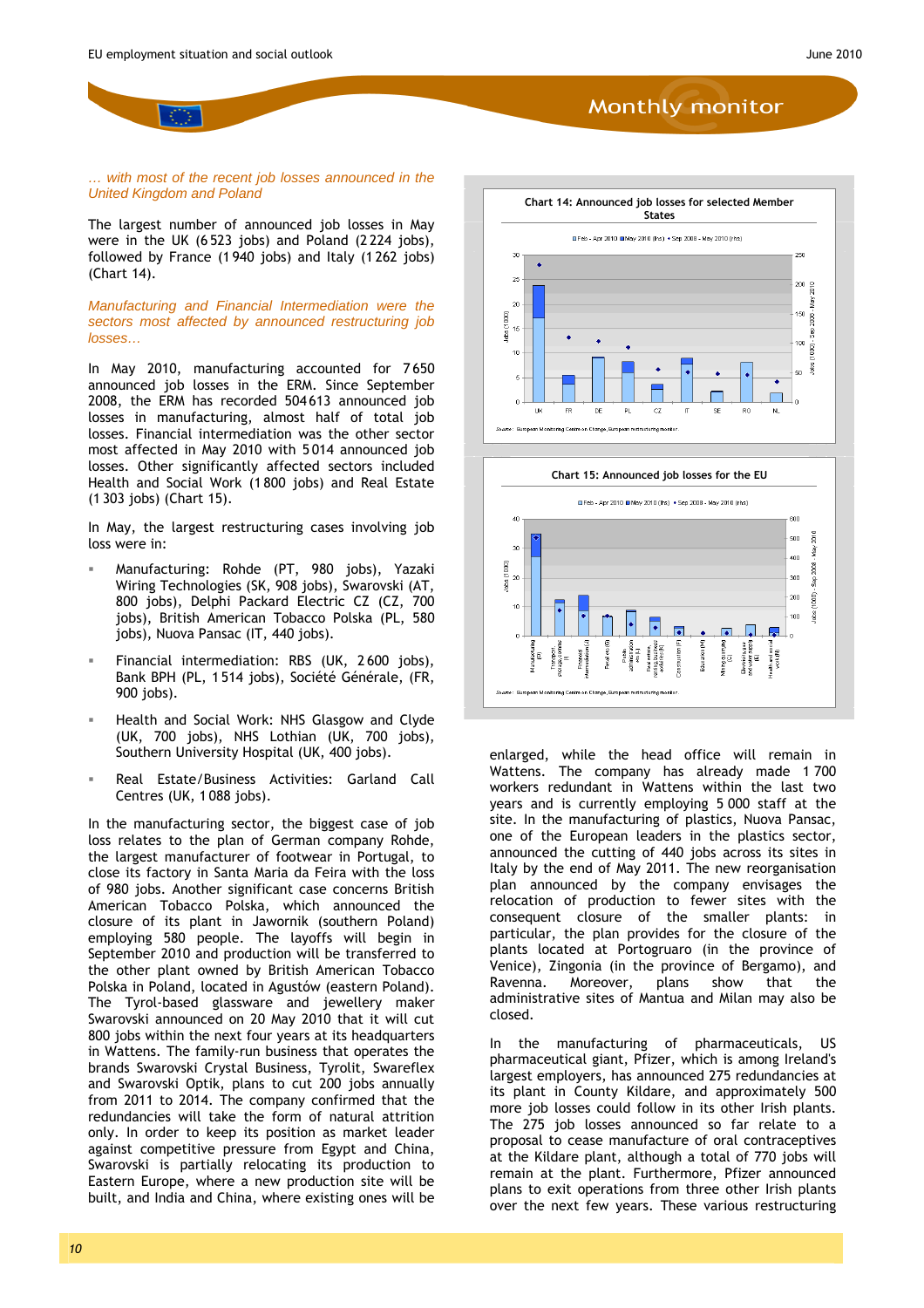*… with most of the recent job losses announced in the United Kingdom and Poland*

The largest number of announced job losses in May were in the UK (6 523 jobs) and Poland (2 224 jobs), followed by France (1 940 jobs) and Italy (1 262 jobs) (Chart 14).

*Manufacturing and Financial Intermediation were the sectors most affected by announced restructuring job losses…*

In May 2010, manufacturing accounted for 7 650 announced job losses in the ERM. Since September 2008, the ERM has recorded 504 613 announced job losses in manufacturing, almost half of total job losses. Financial intermediation was the other sector most affected in May 2010 with 5 014 announced job losses. Other significantly affected sectors included Health and Social Work (1 800 jobs) and Real Estate (1 303 jobs) (Chart 15).

In May, the largest restructuring cases involving job loss were in:

- Manufacturing: Rohde (PT, 980 jobs), Yazaki Wiring Technologies (SK, 908 jobs), Swarovski (AT, 800 jobs), Delphi Packard Electric CZ (CZ, 700 jobs), British American Tobacco Polska (PL, 580 jobs), Nuova Pansac (IT, 440 jobs).
- Financial intermediation: RBS (UK, 2 600 jobs), Bank BPH (PL, 1 514 jobs), Société Générale, (FR, 900 jobs).
- Health and Social Work: NHS Glasgow and Clyde (UK, 700 jobs), NHS Lothian (UK, 700 jobs), Southern University Hospital (UK, 400 jobs).
- Real Estate/Business Activities: Garland Call Centres (UK, 1 088 jobs).

In the manufacturing sector, the biggest case of job loss relates to the plan of German company Rohde, the largest manufacturer of footwear in Portugal, to close its factory in Santa Maria da Feira with the loss of 980 jobs. Another significant case concerns British American Tobacco Polska, which announced the closure of its plant in Jawornik (southern Poland) employing 580 people. The layoffs will begin in September 2010 and production will be transferred to the other plant owned by British American Tobacco Polska in Poland, located in Agustów (eastern Poland). The Tyrol-based glassware and jewellery maker Swarovski announced on 20 May 2010 that it will cut 800 jobs within the next four years at its headquarters in Wattens. The family-run business that operates the brands Swarovski Crystal Business, Tyrolit, Swareflex and Swarovski Optik, plans to cut 200 jobs annually from 2011 to 2014. The company confirmed that the redundancies will take the form of natural attrition only. In order to keep its position as market leader against competitive pressure from Egypt and China, Swarovski is partially relocating its production to Eastern Europe, where a new production site will be built, and India and China, where existing ones will be enlarged, while the head office will remain in Wattens. The company has already made 1 700 workers redundant in Wattens within the last two years and is currently employing 5 000 staff at the site. In the manufacturing of plastics, Nuova Pansac, one of the European leaders in the plastics sector, announced the cutting of 440 jobs across its sites in Italy by the end of May 2011. The new reorganisation plan announced by the company envisages the relocation of production to fewer sites with the consequent closure of the smaller plants: in particular, the plan provides for the closure of the plants located at Portogruaro (in the province of Venice), Zingonia (in the province of Bergamo), and Ravenna. Moreover, plans show that the administrative sites of Mantua and Milan may also be closed.

In the manufacturing of pharmaceuticals, US pharmaceutical giant, Pfizer, which is among Ireland's largest employers, has announced 275 redundancies at its plant in County Kildare, and approximately 500 more job losses could follow in its other Irish plants. The 275 job losses announced so far relate to a proposal to cease manufacture of oral contraceptives at the Kildare plant, although a total of 770 jobs will remain at the plant. Furthermore, Pfizer announced plans to exit operations from three other Irish plants over the next few years. These various restructuring

**Chart 14: Announced job losses for selected Member States**

Source: European Monitoring Centre on Change, European restructuring monitor.

**Chart 15: Announced job losses for the EU**

Source: European Monitoring Centre on Change, European restructuring monitor.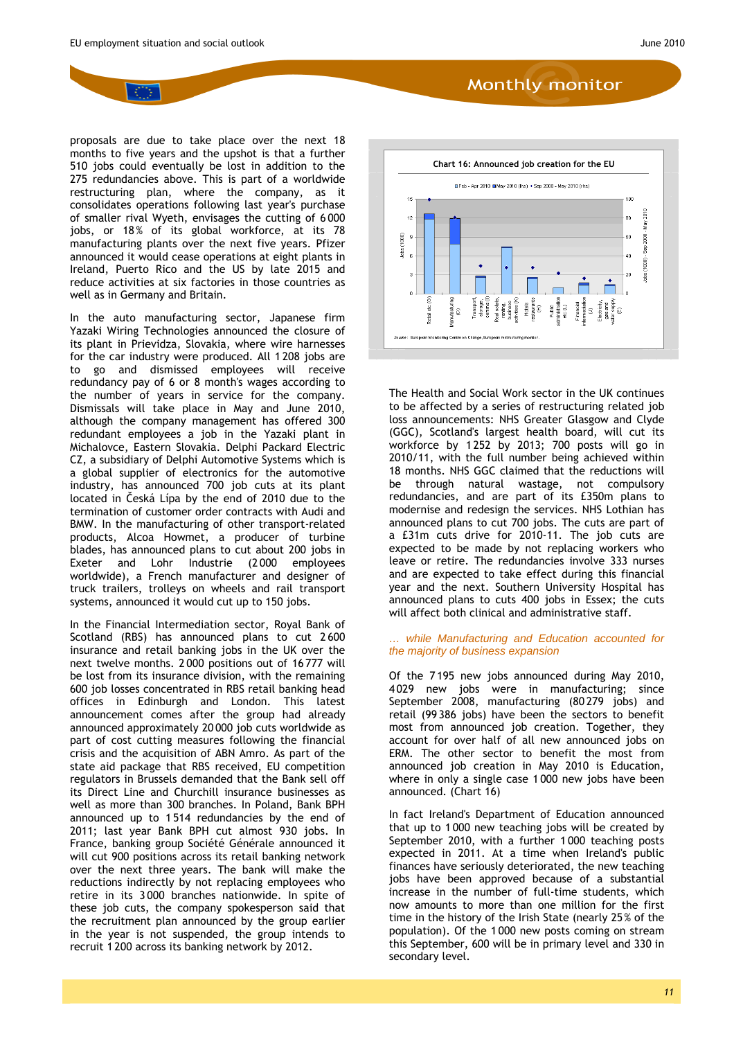proposals are due to take place over the next 18 months to five years and the upshot is that a further 510 jobs could eventually be lost in addition to the 275 redundancies above. This is part of a worldwide restructuring plan, where the company, as it consolidates operations following last year's purchase of smaller rival Wyeth, envisages the cutting of 6 000 jobs, or 18% of its global workforce, at its 78 manufacturing plants over the next five years. Pfizer announced it would cease operations at eight plants in Ireland, Puerto Rico and the US by late 2015 and reduce activities at six factories in those countries as well as in Germany and Britain.

In the auto manufacturing sector, Japanese firm Yazaki Wiring Technologies announced the closure of its plant in Prievidza, Slovakia, where wire harnesses for the car industry were produced. All 1 208 jobs are to go and dismissed employees will receive redundancy pay of 6 or 8 month's wages according to the number of years in service for the company. Dismissals will take place in May and June 2010, although the company management has offered 300 redundant employees a job in the Yazaki plant in Michalovce, Eastern Slovakia. Delphi Packard Electric CZ, a subsidiary of Delphi Automotive Systems which is a global supplier of electronics for the automotive industry, has announced 700 job cuts at its plant located in Česká Lípa by the end of 2010 due to the termination of customer order contracts with Audi and BMW. In the manufacturing of other transport-related products, Alcoa Howmet, a producer of turbine blades, has announced plans to cut about 200 jobs in Exeter and Lohr Industrie (2 000 employees worldwide), a French manufacturer and designer of truck trailers, trolleys on wheels and rail transport systems, announced it would cut up to 150 jobs.

In the Financial Intermediation sector, Royal Bank of Scotland (RBS) has announced plans to cut 2 600 insurance and retail banking jobs in the UK over the next twelve months. 2 000 positions out of 16 777 will be lost from its insurance division, with the remaining 600 job losses concentrated in RBS retail banking head offices in Edinburgh and London. This latest announcement comes after the group had already announced approximately 20 000 job cuts worldwide as part of cost cutting measures following the financial crisis and the acquisition of ABN Amro. As part of the state aid package that RBS received, EU competition regulators in Brussels demanded that the Bank sell off its Direct Line and Churchill insurance businesses as well as more than 300 branches. In Poland, Bank BPH announced up to 1 514 redundancies by the end of 2011; last year Bank BPH cut almost 930 jobs. In France, banking group Société Générale announced it will cut 900 positions across its retail banking network over the next three years. The bank will make the reductions indirectly by not replacing employees who retire in its 3 000 branches nationwide. In spite of these job cuts, the company spokesperson said that the recruitment plan announced by the group earlier in the year is not suspended, the group intends to recruit 1 200 across its banking network by 2012.

**Chart 16: Announced job creation for the EU**

The Health and Social Work sector in the UK continues to be affected by a series of restructuring related job loss announcements: NHS Greater Glasgow and Clyde (GGC), Scotland's largest health board, will cut its workforce by 1 252 by 2013; 700 posts will go in 2010/11, with the full number being achieved within 18 months. NHS GGC claimed that the reductions will be through natural wastage, not compulsory redundancies, and are part of its £350m plans to modernise and redesign the services. NHS Lothian has announced plans to cut 700 jobs. The cuts are part of a £31m cuts drive for 2010-11. The job cuts are expected to be made by not replacing workers who leave or retire. The redundancies involve 333 nurses and are expected to take effect during this financial year and the next. Southern University Hospital has announced plans to cuts 400 jobs in Essex; the cuts will affect both clinical and administrative staff.

*… while Manufacturing and Education accounted for the majority of business expansion*

Of the 7 195 new jobs announced during May 2010, 4 029 new jobs were in manufacturing; since September 2008, manufacturing (80 279 jobs) and retail (99 386 jobs) have been the sectors to benefit most from announced job creation. Together, they account for over half of all new announced jobs on ERM. The other sector to benefit the most from announced job creation in May 2010 is Education, where in only a single case 1 000 new jobs have been announced. (Chart 16)

In fact Ireland's Department of Education announced that up to 1 000 new teaching jobs will be created by September 2010, with a further 1 000 teaching posts expected in 2011. At a time when Ireland's public finances have seriously deteriorated, the new teaching jobs have been approved because of a substantial increase in the number of full-time students, which now amounts to more than one million for the first time in the history of the Irish State (nearly 25% of the population). Of the 1 000 new posts coming on stream this September, 600 will be in primary level and 330 in secondary level.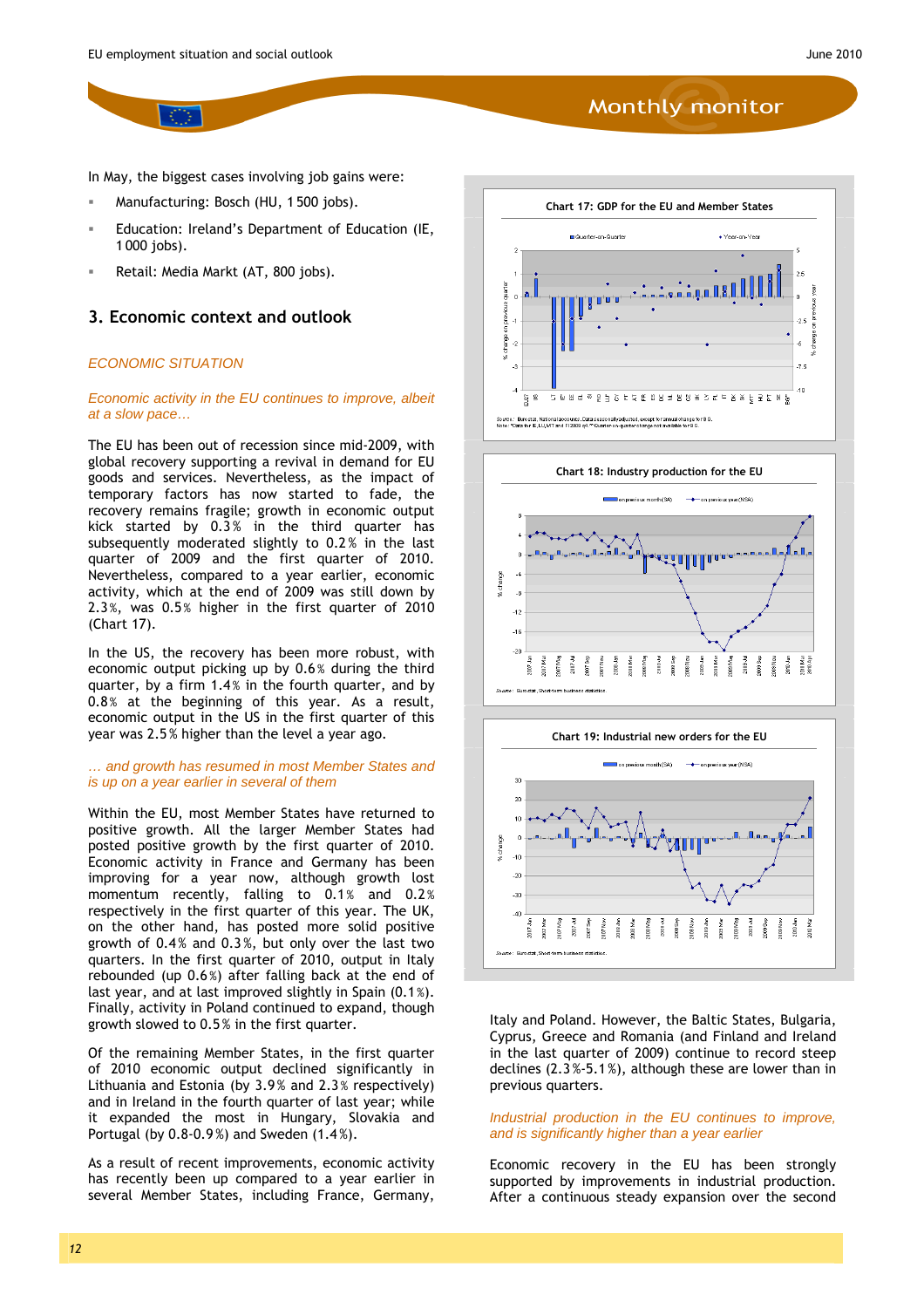In May, the biggest cases involving job gains were:

- Manufacturing: Bosch (HU, 1 500 jobs).
- Education: Ireland's Department of Education (IE, 1 000 jobs).
- Retail: Media Markt (AT, 800 jobs).

## 3. Economic context and outlook

### *ECONOMIC SITUATION*

*Economic activity in the EU continues to improve, albeit at a slow pace…*

The EU has been out of recession since mid-2009, with global recovery supporting a revival in demand for EU goods and services. Nevertheless, as the impact of temporary factors has now started to fade, the recovery remains fragile; growth in economic output kick started by 0.3% in the third quarter has subsequently moderated slightly to 0.2% in the last quarter of 2009 and the first quarter of 2010. Nevertheless, compared to a year earlier, economic activity, which at the end of 2009 was still down by 2.3%, was 0.5% higher in the first quarter of 2010 (Chart 17).

In the US, the recovery has been more robust, with economic output picking up by 0.6% during the third quarter, by a firm 1.4% in the fourth quarter, and by 0.8% at the beginning of this year. As a result, economic output in the US in the first quarter of this year was 2.5% higher than the level a year ago.

*… and growth has resumed in most Member States and is up on a year earlier in several of them*

Within the EU, most Member States have returned to positive growth. All the larger Member States had posted positive growth by the first quarter of 2010. Economic activity in France and Germany has been improving for a year now, although growth lost momentum recently, falling to 0.1% and 0.2% respectively in the first quarter of this year. The UK, on the other hand, has posted more solid positive growth of 0.4% and 0.3%, but only over the last two quarters. In the first quarter of 2010, output in Italy rebounded (up 0.6%) after falling back at the end of last year, and at last improved slightly in Spain (0.1%). Finally, activity in Poland continued to expand, though growth slowed to 0.5% in the first quarter.

Of the remaining Member States, in the first quarter of 2010 economic output declined significantly in Lithuania and Estonia (by 3.9% and 2.3% respectively) and in Ireland in the fourth quarter of last year; while it expanded the most in Hungary, Slovakia and Portugal (by 0.8-0.9%) and Sweden (1.4%).

As a result of recent improvements, economic activity has recently been up compared to a year earlier in several Member States, including France, Germany, Italy and Poland. However, the Baltic States, Bulgaria, Cyprus, Greece and Romania (and Finland and Ireland in the last quarter of 2009) continue to record steep declines (2.3%-5.1%), although these are lower than in previous quarters.

Chart 17: GDP for the EU and Member States

Chart 18: Industry production for the EU

Chart 19: Industrial new orders for the EU

*Industrial production in the EU continues to improve, and is significantly higher than a year earlier*

Economic recovery in the EU has been strongly supported by improvements in industrial production. After a continuous steady expansion over the second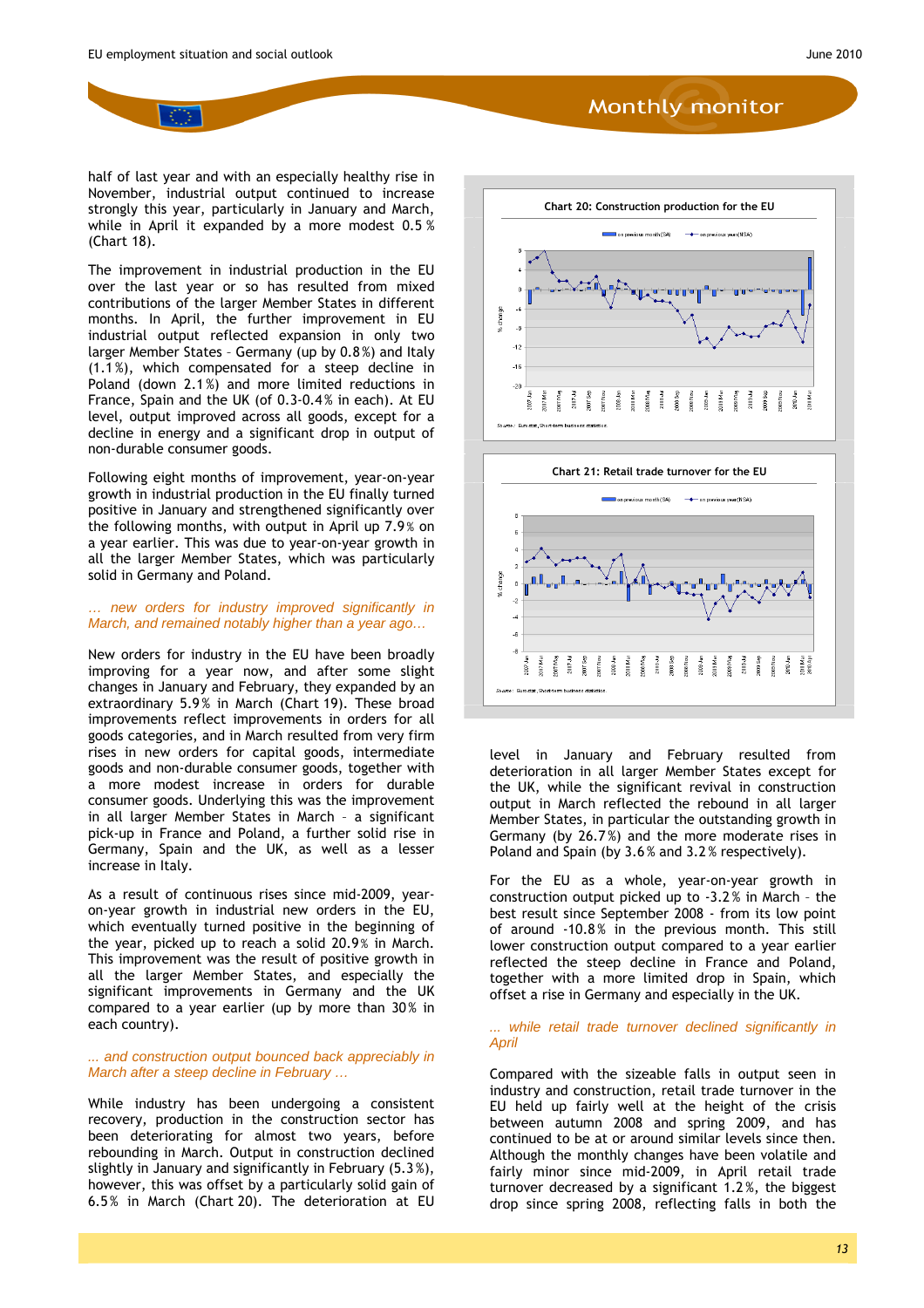half of last year and with an especially healthy rise in November, industrial output continued to increase strongly this year, particularly in January and March, while in April it expanded by a more modest 0.5 % (Chart 18).

The improvement in industrial production in the EU over the last year or so has resulted from mixed contributions of the larger Member States in different months. In April, the further improvement in EU industrial output reflected expansion in only two larger Member States – Germany (up by 0.8 %) and Italy (1.1 %), which compensated for a steep decline in Poland (down 2.1 %) and more limited reductions in France, Spain and the UK (of 0.3-0.4 % in each). At EU level, output improved across all goods, except for a decline in energy and a significant drop in output of non-durable consumer goods.

Following eight months of improvement, year-on-year growth in industrial production in the EU finally turned positive in January and strengthened significantly over the following months, with output in April up 7.9 % on a year earlier. This year-on-year growth in April was due to year-on-year growth in all the larger Member States, which was particularly solid in Germany and Poland.

*… new orders for industry improved significantly in March, and remained notably higher than a year ago…*

New orders for industry in the EU have been broadly improving for a year now, and after some slight changes in January and February, they expanded by an extraordinary 5.9 % in March (Chart 19). These broad improvements reflect improvements in orders for all goods categories, and in March resulted from strong rises in new orders for capital goods, intermediate goods and non-durable consumer goods, together with a more modest increase in orders for durable consumer goods. Underlying this was the improvement in all larger Member States in March – a significant pick-up in France and Poland, a further solid rise in Germany, Spain and the UK, as well as a lesser increase in Italy.

As a result of continuous rises since mid-2009, year-on-year growth in industrial new orders in the EU, which eventually turned positive in the beginning of the year, picked up to reach a solid 20.9 % in March. This improvement was the result of positive growth in all the larger Member States, and especially the significant improvements in Germany and the UK compared to a year earlier (up by more than 30 % in each country).

*... and construction output bounced back appreciably in March after a steep decline in February …*

While industry has been undergoing a consistent recovery, production in the construction sector has been deteriorating for almost two years, before rebounding in March. Output in construction declined slightly in January and significantly in February (5.3 %), however, this was offset by a particularly solid gain of 6.5 % in March (Chart 20). The deterioration at EU level in January and February resulted from deterioration in all larger Member States except for the UK, while the significant revival in construction output in March reflected the rebound in all larger Member States, in particular the outstanding growth in Germany (by 26.7 %) and the more moderate rises in Poland and Spain (by 3.6 % and 3.2 % respectively).

**Chart 20: Construction production for the EU**

Source: Eurostat, Short-term business statistics

**Chart 21: Retail trade turnover for the EU**

Source: Eurostat, Short-term business statistics

For the EU as a whole, year-on-year growth in construction output picked up to -3.2 % in March – the best result since September 2008 - from its low point of around -10.8 % in the previous month. This still lower construction output compared to a year earlier reflected the steep decline in France and Poland, together with a more limited drop in Spain, which offset a rise in Germany and especially in the UK.

*... while retail trade turnover declined significantly in April*

Compared with the sizeable falls in output seen in industry and construction, retail trade turnover in the EU held up fairly well at the height of the crisis between autumn 2008 and spring 2009, and has continued to be at or around similar levels since then. Although the monthly changes have been volatile and fairly minor since mid-2009, in April retail trade turnover decreased by a significant 1.2 %, the biggest drop since spring 2008, reflecting falls in both the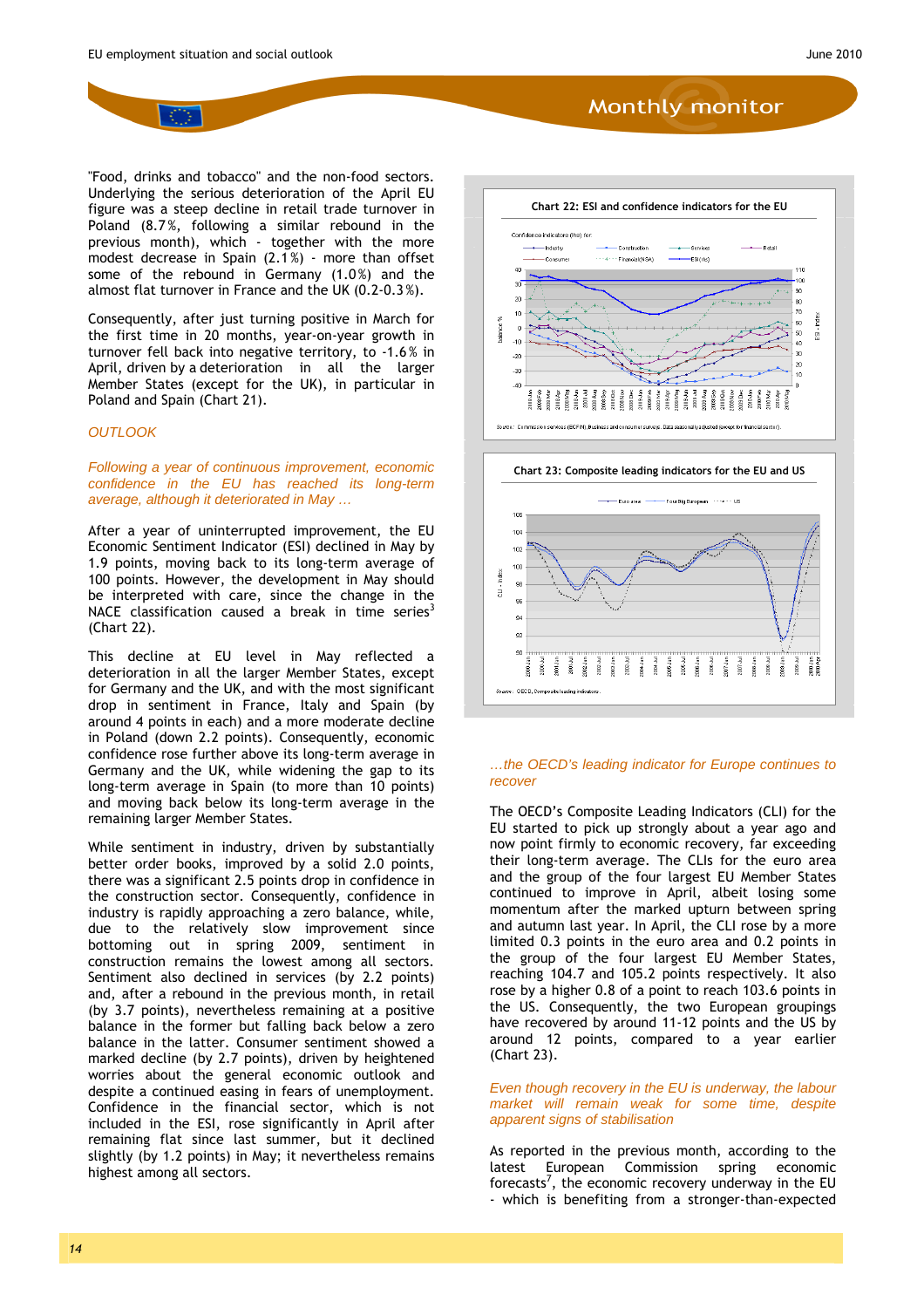"Food, drinks and tobacco" and the non-food sectors. Underlying the serious deterioration of the April EU figure was a steep decline in retail trade turnover in Poland (8.7%, following a similar rebound in the previous month), which - together with the more modest decrease in Spain (2.1%) - more than offset some of the rebound in Germany (1.0%) and the almost flat turnover in France and the UK (0.2-0.3%).

Consequently, after just turning positive in March for the first time in 20 months, year-on-year growth in turnover fell back into negative territory, to -1.6% in April, driven by a deterioration in all the larger Member States (except for the UK), in particular in Poland and Spain (Chart 21).

## OUTLOOK

*Following a year of continuous improvement, economic confidence in the EU has reached its long-term average, although it deteriorated in May …*

After a year of uninterrupted improvement, the EU Economic Sentiment Indicator (ESI) declined in May by 1.9 points, moving back to its long-term average of 100 points. However, the development in May should be interpreted with care, since the change in the NACE classification caused a break in time series[3] (Chart 22).

This decline at EU level in May reflected a deterioration in all the larger Member States, except for Germany and the UK, and with the most significant drop in sentiment in France, Italy and Spain (by around 4 points in each) and a more moderate decline in Poland (down 2.2 points). Consequently, economic confidence rose further above its long-term average in Germany and the UK, while widening the gap to its long-term average in Spain (to more than 10 points) and moving back below its long-term average in the remaining larger Member States.

While sentiment in industry, driven by substantially better order books, improved by a solid 2.0 points, there was a significant 2.5 points drop in confidence in the construction sector. Consequently, confidence in industry is rapidly approaching a zero balance, while, due to the relatively slow improvement since bottoming out in spring 2009, sentiment in construction remains the lowest among all sectors. Sentiment also declined in services (by 2.2 points) and, after a rebound in the previous month, in retail (by 3.7 points), nevertheless remaining at a positive balance in the former but falling back below a zero balance in the latter. Consumer sentiment showed a marked decline (by 2.7 points), driven by heightened worries about the general economic outlook and despite a continued easing in fears of unemployment. Confidence in the financial sector, which is not included in the ESI, rose significantly in April after remaining flat since last summer, but it declined slightly (by 1.2 points) in May; it nevertheless remains highest among all sectors.

**Chart 22: ESI and confidence indicators for the EU**

Source: Commission services (ECFIN), Business and consumer surveys. Data seasonally adjusted (except for financial sector).

**Chart 23: Composite leading indicators for the EU and US**

Source: OECD, Composite leading indicators.

*…the OECD's leading indicator for Europe continues to recover*

The OECD's Composite Leading Indicators (CLI) for the EU started to pick up strongly about a year ago and now point firmly to economic recovery, far exceeding their long-term average. The CLIs for the euro area and the group of the four largest EU Member States continued to improve in April, albeit losing some momentum after the marked upturn between spring and autumn last year. In April, the CLI rose by a more limited 0.3 points in the euro area and 0.2 points in the group of the four largest EU Member States, reaching 104.7 and 105.2 points respectively. It also rose by a higher 0.8 of a point to reach 103.6 points in the US. Consequently, the two European groupings have recovered by around 11-12 points and the US by around 12 points, compared to a year earlier (Chart 23).

*Even though recovery in the EU is underway, the labour market will remain weak for some time, despite apparent signs of stabilisation*

As reported in the previous month, according to the latest European Commission spring economic forecasts[7], the economic recovery underway in the EU - which is benefiting from a stronger-than-expected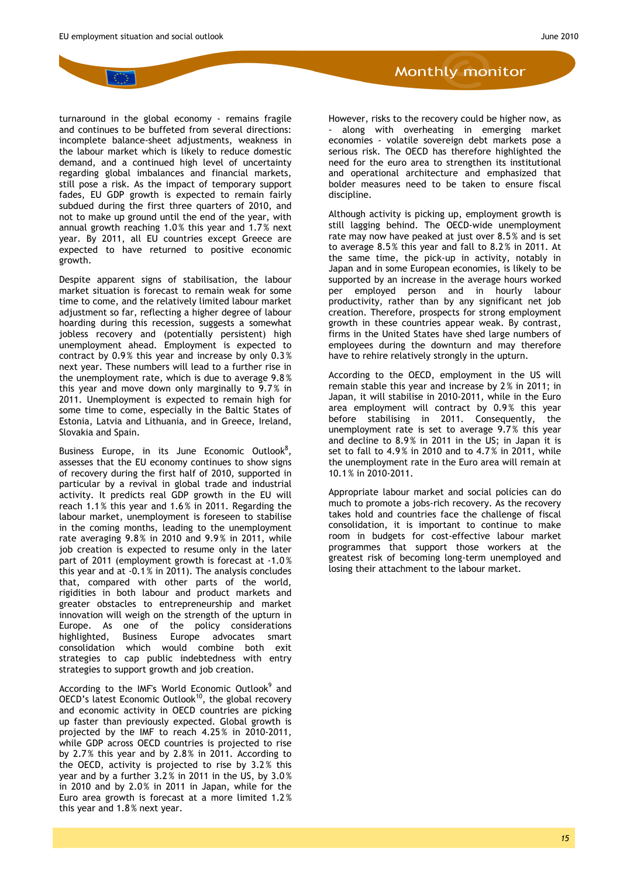turnaround in the global economy - remains fragile and continues to be buffeted from several directions: incomplete balance-sheet adjustments, weakness in the labour market which is likely to reduce domestic demand, and a continued high level of uncertainty regarding global imbalances and financial markets, still pose a risk. As the impact of temporary support fades, EU GDP growth is expected to remain fairly subdued during the first three quarters of 2010, and not to make up ground until the end of the year, with annual growth reaching 1.0% this year and 1.7% next year. By 2011, all EU countries except Greece are expected to have returned to positive economic growth.

Despite apparent signs of stabilisation, the labour market situation is forecast to remain weak for some time to come, and the relatively limited labour market adjustment so far, reflecting a higher degree of labour hoarding during this recession, suggests a somewhat jobless recovery and (potentially persistent) high unemployment ahead. Employment is expected to contract by 0.9% this year and increase by only 0.3% next year. These numbers will lead to a further rise in the unemployment rate, which is due to average 9.8% this year and move down only marginally to 9.7% in 2011. Unemployment is expected to remain high for some time to come, especially in the Baltic States of Estonia, Latvia and Lithuania, and in Greece, Ireland, Slovakia and Spain.

Business Europe, in its June Economic Outlook[8], assesses that the EU economy continues to show signs of recovery during the first half of 2010, supported in particular by a revival in global trade and industrial activity. It predicts real GDP growth in the EU will reach 1.1% this year and 1.6% in 2011. Regarding the labour market, unemployment is foreseen to stabilise in the coming months, leading to the unemployment rate averaging 9.8% in 2010 and 9.9% in 2011, while job creation is expected to resume only in the later part of 2011 (employment growth is forecast at -1.0% this year and at -0.1% in 2011). The analysis concludes that, compared with other parts of the world, rigidities in both labour and product markets and greater obstacles to entrepreneurship and market innovation will weigh on the strength of the upturn in Europe. As one of the policy considerations highlighted, Business Europe advocates smart consolidation which would combine both exit strategies to cap public indebtedness with entry strategies to support growth and job creation.

According to the IMF's World Economic Outlook[9] and OECD's latest Economic Outlook[10], the global recovery and economic activity in OECD countries are picking up faster than previously expected. Global growth is projected by the IMF to reach 4.25% in 2010-2011, while GDP across OECD countries is projected to rise by 2.7% this year and by 2.8% in 2011. According to the OECD, activity is projected to rise by 3.2% this year and by a further 3.2% in 2011 in the US, by 3.0% in 2010 and by 2.0% in 2011 in Japan, while for the Euro area growth is forecast at a more limited 1.2% this year and 1.8% next year.

However, risks to the recovery could be higher now, as - along with overheating in emerging market economies - volatile sovereign debt markets pose a serious risk. The OECD has therefore highlighted the need for the euro area to strengthen its institutional and operational architecture and emphasized that bolder measures need to be taken to ensure fiscal discipline.

Although activity is picking up, employment growth is still lagging behind. The OECD-wide unemployment rate may now have peaked at just over 8.5% and is set to average 8.5% this year and fall to 8.2% in 2011. At the same time, the pick-up in activity, notably in Japan and in some European economies, is likely to be supported by an increase in the average hours worked per employed person and in hourly labour productivity, rather than by any significant net job creation. Therefore, prospects for strong employment growth in these countries appear weak. By contrast, firms in the United States have shed large numbers of employees during the downturn and may therefore have to rehire relatively strongly in the upturn.

According to the OECD, employment in the US will remain stable this year and increase by 2% in 2011; in Japan, it will stabilise in 2010-2011, while in the Euro area employment will contract by 0.9% this year before stabilising in 2011. Consequently, the unemployment rate is set to average 9.7% this year and decline to 8.9% in 2011 in the US; in Japan it is set to fall to 4.9% in 2010 and to 4.7% in 2011, while the unemployment rate in the Euro area will remain at 10.1% in 2010-2011.

Appropriate labour market and social policies can do much to promote a jobs-rich recovery. As the recovery takes hold and countries face the challenge of fiscal consolidation, it is important to continue to make room in budgets for cost-effective labour market programmes that support those workers at the greatest risk of becoming long-term unemployed and losing their attachment to the labour market.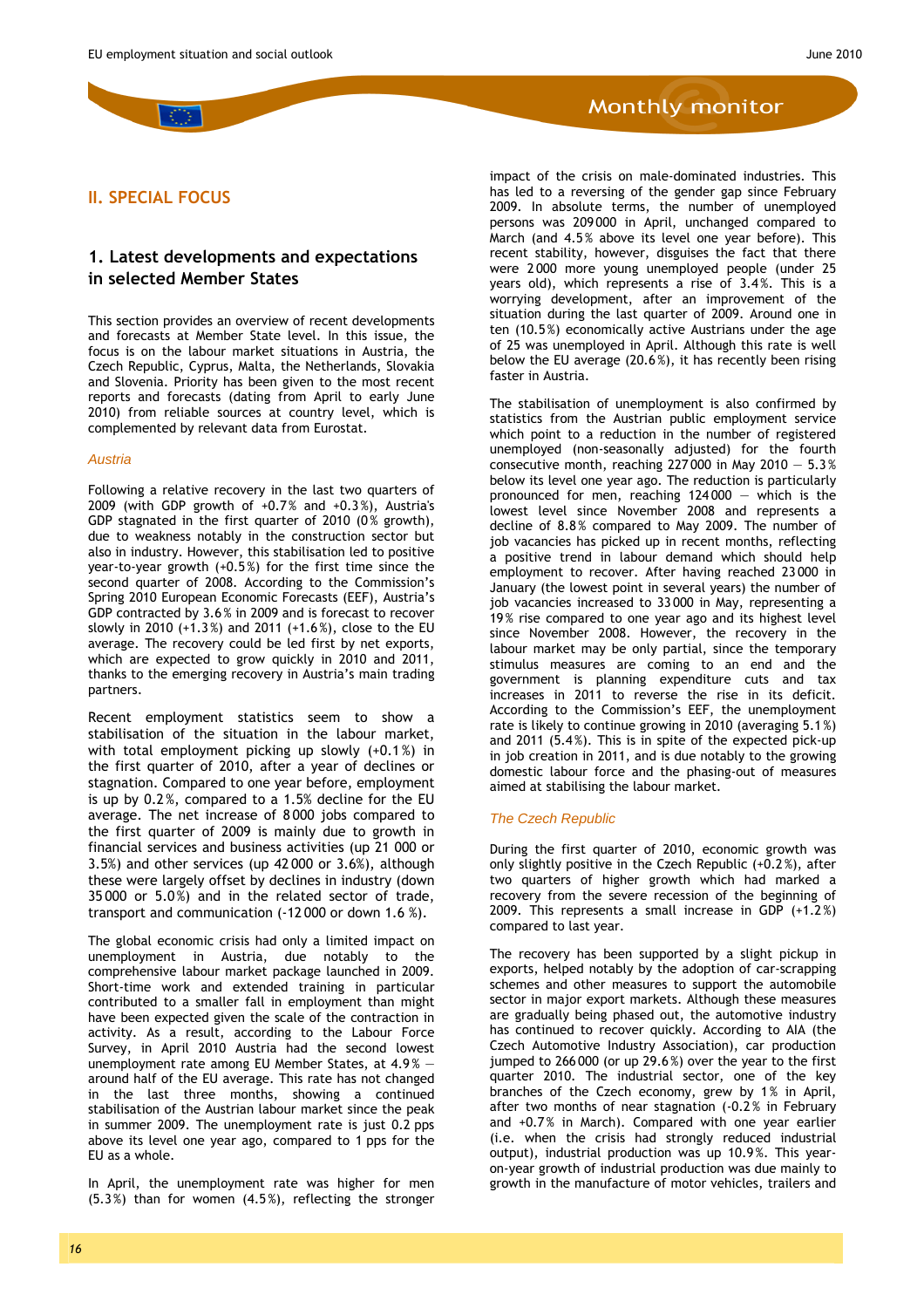## II. SPECIAL FOCUS

### 1. Latest developments and expectations in selected Member States

This section provides an overview of recent developments and forecasts at Member State level. In this issue, the focus is on the labour market situations in Austria, the Czech Republic, Cyprus, Malta, the Netherlands, Slovakia and Slovenia. Priority has been given to the most recent reports and forecasts (dating from April to early June 2010) from reliable sources at country level, which is complemented by relevant data from Eurostat.

#### *Austria*

Following a relative recovery in the last two quarters of 2009 (with GDP growth of +0.7% and +0.3%), Austria's GDP stagnated in the first quarter of 2010 (0% growth), due to weakness notably in the construction sector but also in industry. However, this stabilisation led to positive year-to-year growth (+0.5%) for the first time since the second quarter of 2008. According to the Commission's Spring 2010 European Economic Forecasts (EEF), Austria's GDP contracted by 3.6% in 2009 and is forecast to recover slowly in 2010 (+1.3%) and 2011 (+1.6%), close to the EU average. The recovery could be led first by net exports, which are expected to grow quickly in 2010 and 2011, thanks to the emerging recovery in Austria's main trading partners.

Recent employment statistics seem to show a stabilisation of the situation in the labour market, with total employment picking up slowly (+0.1%) in the first quarter of 2010, after a year of declines or stagnation. Compared to one year before, employment is up by 0.2%, compared to a 1.5% decline for the EU average. The net increase of 8000 jobs compared to the first quarter of 2009 is mainly due to growth in financial services and business activities (up 21 000 or 3.5%) and other services (up 42 000 or 3.6%), although these were largely offset by declines in industry (down 35 000 or 5.0%) and in the related sector of trade, transport and communication (-12 000 or down 1.6 %).

The global economic crisis had only a limited impact on unemployment in Austria, due notably to the comprehensive labour market package launched in 2009. Short-time work and extended training in particular contributed to a smaller fall in employment than might have been expected given the scale of the contraction in activity. As a result, according to the Labour Force Survey, in April 2010 Austria had the second lowest unemployment rate among EU Member States, at 4.9% — around half of the EU average. This rate has not changed in the last three months, showing a continued stabilisation of the Austrian labour market since the peak in summer 2009. The unemployment rate is just 0.2 pps above its level one year ago, compared to 1 pps for the EU as a whole.

In April, the unemployment rate was higher for men (5.3%) than for women (4.5%), reflecting the stronger impact of the crisis on male-dominated industries. This has led to a reversing of the gender gap since February 2009. In absolute terms, the number of unemployed persons was 209000 in April, unchanged compared to March (and 4.5% above its level one year before). This recent stability, however, disguises the fact that there were 2000 more young unemployed people (under 25 years old), which represents a rise of 3.4%. This is a worrying development, after an improvement of the situation during the last quarter of 2009. Around one in ten (10.5%) economically active Austrians under the age of 25 was unemployed in April. Although this rate is well below the EU average (20.6%), it has recently been rising faster in Austria.

The stabilisation of unemployment is also confirmed by statistics from the Austrian public employment service which point to a reduction in the number of registered unemployed (non-seasonally adjusted) for the fourth consecutive month, reaching 227000 in May 2010 — 5.3% below its level one year ago. The reduction is particularly pronounced for men, reaching 124000 — which is the lowest level since November 2008 and represents a decline of 8.8% compared to May 2009. The number of job vacancies has picked up in recent months, reflecting a positive trend in labour demand which should help employment to recover. After having reached 23000 in January (the lowest point in several years) the number of job vacancies increased to 33000 in May, representing a 19% rise compared to one year ago and its highest level since November 2008. However, the recovery in the labour market may be only partial, since the temporary stimulus measures are coming to an end and the government is planning expenditure cuts and tax increases in 2011 to reverse the rise in its deficit. According to the Commission's EEF, the unemployment rate is likely to continue growing in 2010 (averaging 5.1%) and 2011 (5.4%). This is in spite of the expected pick-up in job creation in 2011, and is due notably to the growing domestic labour force and the phasing-out of measures aimed at stabilising the labour market.

#### *The Czech Republic*

During the first quarter of 2010, economic growth was only slightly positive in the Czech Republic (+0.2%), after two quarters of higher growth which had marked a recovery from the severe recession of the beginning of 2009. This represents a small increase in GDP (+1.2%) compared to last year.

The recovery has been supported by a slight pickup in exports, helped notably by the adoption of car-scrapping schemes and other measures to support the automobile sector in major export markets. Although these measures are gradually being phased out, the automotive industry has continued to recover quickly. According to AIA (the Czech Automotive Industry Association), car production jumped to 266000 (or up 29.6%) over the year to the first quarter 2010. The industrial sector, one of the key branches of the Czech economy, grew by 1% in April, after two months of near stagnation (-0.2% in February and +0.7% in March). Compared with one year earlier (i.e. when the crisis had strongly reduced industrial output), industrial production was up 10.9%. This year-on-year growth of industrial production was due mainly to growth in the manufacture of motor vehicles, trailers and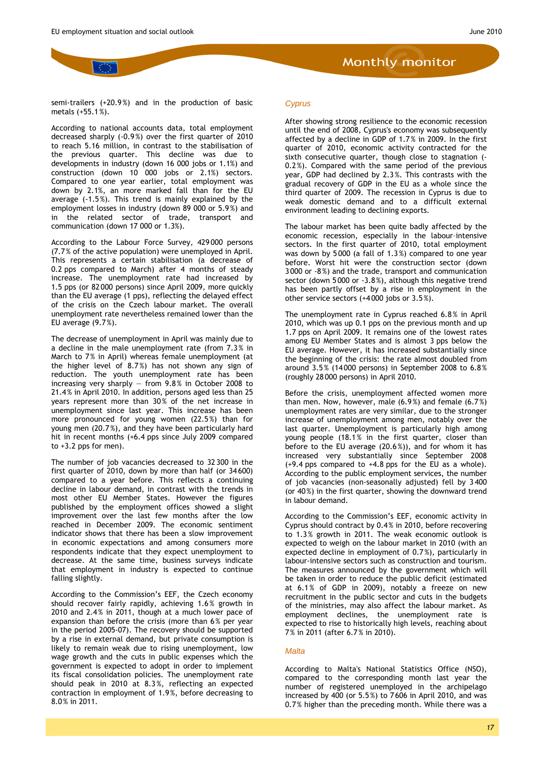semi-trailers (+20.9%) and in the production of basic metals (+55.1%).

According to national accounts data, total employment decreased sharply (-0.9%) over the first quarter of 2010 to reach 5.16 million, in contrast to the stabilisation of the previous quarter. This decline was due to developments in industry (down 16 000 jobs or 1.1%) and construction (down 10 000 jobs or 2.1%) sectors. Compared to one year earlier, total employment was down by 2.1%, an more marked fall than for the EU average (-1.5%). This trend is mainly explained by the employment losses in industry (down 89 000 or 5.9%) and in the related sector of trade, transport and communication (down 17 000 or 1.3%).

According to the Labour Force Survey, 429 000 persons (7.7% of the active population) were unemployed in April. This represents a certain stabilisation (a decrease of 0.2 pps compared to March) after 4 months of steady increase. The unemployment rate had increased by 1.5 pps (or 82 000 persons) since April 2009, more quickly than the EU average (1 pps), reflecting the delayed effect of the crisis on the Czech labour market. The overall unemployment rate nevertheless remained lower than the EU average (9.7%).

The decrease of unemployment in April was mainly due to a decline in the male unemployment rate (from 7.3% in March to 7% in April) whereas female unemployment (at the higher level of 8.7%) has not shown any sign of reduction. The youth unemployment rate has been increasing very sharply — from 9.8% in October 2008 to 21.4% in April 2010. In addition, persons aged less than 25 years represent more than 30% of the net increase in unemployment since last year. This increase has been more pronounced for young women (22.5%) than for young men (20.7%), and they have been particularly hard hit in recent months (+6.4 pps since July 2009 compared to +3.2 pps for men).

The number of job vacancies decreased to 32 300 in the first quarter of 2010, down by more than half (or 34 600) compared to a year before. This reflects a continuing decline in labour demand, in contrast with the trends in most other EU Member States. However the figures published by the employment offices showed a slight improvement over the last few months after the low reached in December 2009. The economic sentiment indicator shows that there has been a slow improvement in economic expectations and among consumers more respondents indicate that they expect unemployment to decrease. At the same time, business surveys indicate that employment in industry is expected to continue falling slightly.

According to the Commission's EEF, the Czech economy should recover fairly rapidly, achieving 1.6% growth in 2010 and 2.4% in 2011, though at a much lower pace of expansion than before the crisis (more than 6% per year in the period 2005-07). The recovery should be supported by a rise in external demand, but private consumption is likely to remain weak due to rising unemployment, low wage growth and the cuts in public expenses which the government is expected to adopt in order to implement its fiscal consolidation policies. The unemployment rate should peak in 2010 at 8.3%, reflecting an expected contraction in employment of 1.9%, before decreasing to 8.0% in 2011.

### *Cyprus*

After showing strong resilience to the economic recession until the end of 2008, Cyprus's economy was subsequently affected by a decline in GDP of 1.7% in 2009. In the first quarter of 2010, economic activity contracted for the sixth consecutive quarter, though close to stagnation (-0.2%). Compared with the same period of the previous year, GDP had declined by 2.3%. This contrasts with the gradual recovery of GDP in the EU as a whole since the third quarter of 2009. The recession in Cyprus is due to weak domestic demand and to a difficult external environment leading to declining exports.

The labour market has been quite badly affected by the economic recession, especially in the labour-intensive sectors. In the first quarter of 2010, total employment was down by 5 000 (a fall of 1.3%) compared to one year before. Worst hit were the construction sector (down 3 000 or -8%) and the trade, transport and communication sector (down 5 000 or -3.8%), although this negative trend has been partly offset by a rise in employment in the other service sectors (+4 000 jobs or 3.5%).

The unemployment rate in Cyprus reached 6.8% in April 2010, which was up 0.1 pps on the previous month and up 1.7 pps on April 2009. It remains one of the lowest rates among EU Member States and is almost 3 pps below the EU average. However, it has increased substantially since the beginning of the crisis: the rate almost doubled from around 3.5% (14 000 persons) in September 2008 to 6.8% (roughly 28 000 persons) in April 2010.

Before the crisis, unemployment affected women more than men. Now, however, male (6.9%) and female (6.7%) unemployment rates are very similar, due to the stronger increase of unemployment among men, notably over the last quarter. Unemployment is particularly high among young people (18.1% in the first quarter, closer than before to the EU average (20.6%)), and for whom it has increased very substantially since September 2008 (+9.4 pps compared to +4.8 pps for the EU as a whole). According to the public employment services, the number of job vacancies (non-seasonally adjusted) fell by 3 400 (or 40%) in the first quarter, showing the downward trend in labour demand.

According to the Commission's EEF, economic activity in Cyprus should contract by 0.4% in 2010, before recovering to 1.3% growth in 2011. The weak economic outlook is expected to weigh on the labour market in 2010 (with an expected decline in employment of 0.7%), particularly in labour-intensive sectors such as construction and tourism. The measures announced by the government which will be taken in order to reduce the public deficit (estimated at 6.1% of GDP in 2009), notably a freeze on new recruitment in the public sector and cuts in the budgets of the ministries, may also affect the labour market. As employment declines, the unemployment rate is expected to rise to historically high levels, reaching about 7% in 2011 (after 6.7% in 2010).

### *Malta*

According to Malta's National Statistics Office (NSO), compared to the corresponding month last year the number of registered unemployed in the archipelago increased by 400 (or 5.5%) to 7606 in April 2010, and was 0.7% higher than the preceding month. While there was a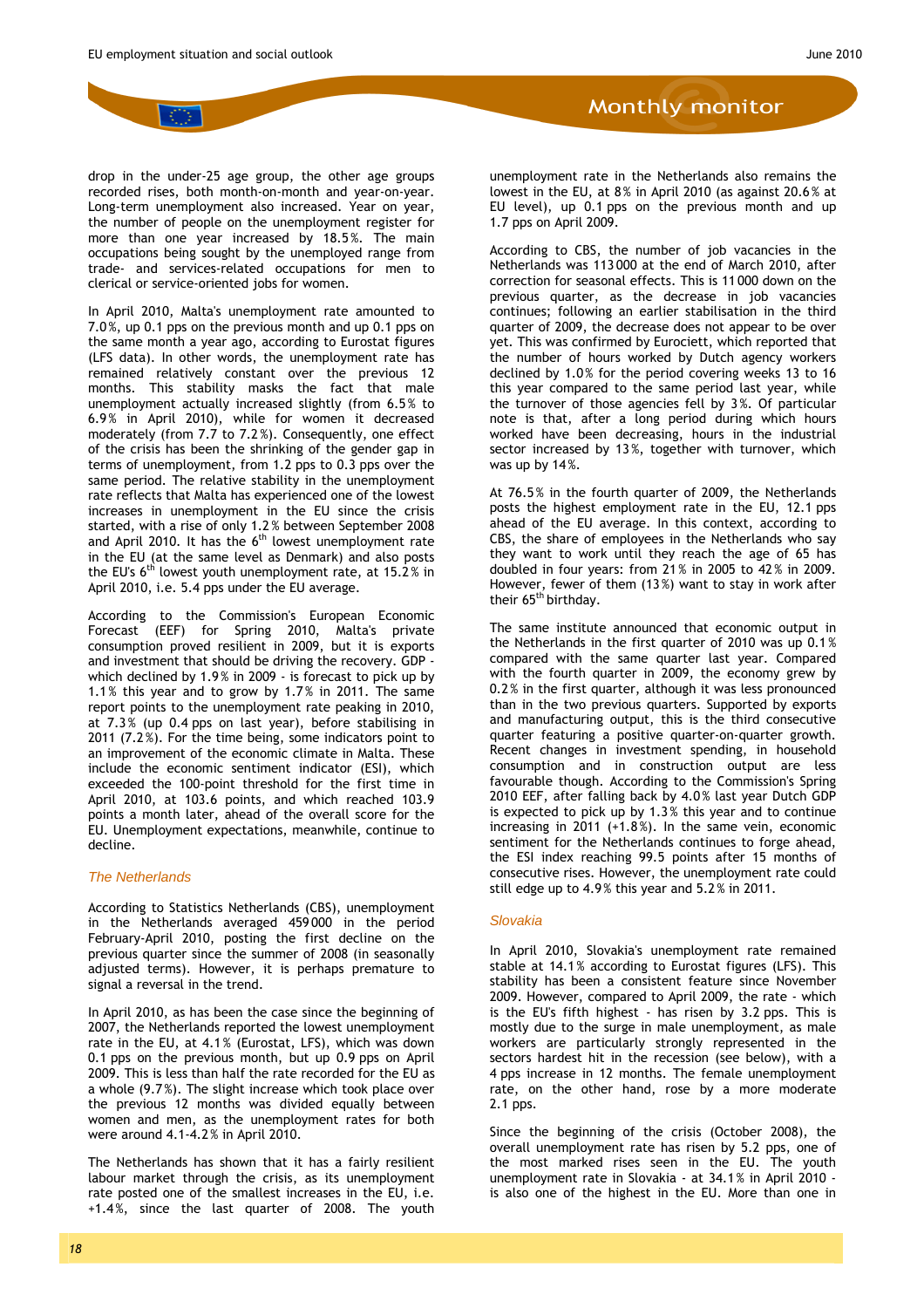drop in the under-25 age group, the other age groups recorded rises, both month-on-month and year-on-year. Long-term unemployment also increased. Year on year, the number of people on the unemployment register for more than one year increased by 18.5%. The main occupations being sought by the unemployed range from trade- and services-related occupations for men to clerical or service-oriented jobs for women.

In April 2010, Malta's unemployment rate amounted to 7.0%, up 0.1 pps on the previous month and up 0.1 pps on the same month a year ago, according to Eurostat figures (LFS data). In other words, the unemployment rate has remained relatively constant over the previous 12 months. This stability masks the fact that male unemployment actually increased slightly (from 6.5% to 6.9% in April 2010), while for women it decreased moderately (from 7.7 to 7.2%). Consequently, one effect of the crisis has been the shrinking of the gender gap in terms of unemployment, from 1.2 pps to 0.3 pps over the same period. The relative stability in the unemployment rate reflects that Malta has experienced one of the lowest increases in unemployment in the EU since the crisis started, with a rise of only 1.2% between September 2008 and April 2010. It has the 6th lowest unemployment rate in the EU (at the same level as Denmark) and also posts the EU's 6th lowest youth unemployment rate, at 15.2% in April 2010, i.e. 5.4 pps under the EU average.

According to the Commission's European Economic Forecast (EEF) for Spring 2010, Malta's private consumption proved resilient in 2009, but it is exports and investment that should be driving the recovery. GDP - which declined by 1.9% in 2009 - is forecast to pick up by 1.1% this year and to grow by 1.7% in 2011. The same report points to the unemployment rate peaking in 2010, at 7.3% (up 0.4 pps on last year), before stabilising in 2011 (7.2%). For the time being, some indicators point to an improvement of the economic climate in Malta. These include the economic sentiment indicator (ESI), which exceeded the 100-point threshold for the first time in April 2010, at 103.6 points, and which reached 103.9 points a month later, ahead of the overall score for the EU. Unemployment expectations, meanwhile, continue to decline.

### *The Netherlands*

According to Statistics Netherlands (CBS), unemployment in the Netherlands averaged 459 000 in the period February-April 2010, posting the first decline on the previous quarter since the summer of 2008 (in seasonally adjusted terms). However, it is perhaps premature to signal a reversal in the trend.

In April 2010, as has been the case since the beginning of 2007, the Netherlands reported the lowest unemployment rate in the EU, at 4.1% (Eurostat, LFS), which was down 0.1 pps on the previous month, but up 0.9 pps on April 2009. This is less than half the rate recorded for the EU as a whole (9.7%). The slight increase which took place over the previous 12 months was divided equally between women and men, as the unemployment rates for both were around 4.1-4.2% in April 2010.

The Netherlands has shown that it has a fairly resilient labour market through the crisis, as its unemployment rate posted one of the smallest increases in the EU, i.e. +1.4%, since the last quarter of 2008. The youth unemployment rate in the Netherlands also remains the lowest in the EU, at 8% in April 2010 (as against 20.6% at EU level), up 0.1 pps on the previous month and up 1.7 pps on April 2009.

According to CBS, the number of job vacancies in the Netherlands was 113 000 at the end of March 2010, after correction for seasonal effects. This is 11 000 down on the previous quarter, as the decrease in job vacancies continues; following an earlier stabilisation in the third quarter of 2009, the decrease does not appear to be over yet. This was confirmed by Eurociett, which reported that the number of hours worked by Dutch agency workers declined by 1.0% for the period covering weeks 13 to 16 this year compared to the same period last year, while the turnover of those agencies fell by 3%. Of particular note is that, after a long period during which hours worked have been decreasing, hours in the industrial sector increased by 13%, together with turnover, which was up by 14%.

At 76.5% in the fourth quarter of 2009, the Netherlands posts the highest employment rate in the EU, 12.1 pps ahead of the EU average. In this context, according to CBS, the share of employees in the Netherlands who say they want to work until they reach the age of 65 has doubled in four years: from 21% in 2005 to 42% in 2009. However, fewer of them (13%) want to stay in work after their 65th birthday.

The same institute announced that economic output in the Netherlands in the first quarter of 2010 was up 0.1% compared with the same quarter last year. Compared with the fourth quarter in 2009, the economy grew by 0.2% in the first quarter, although it was less pronounced than in the two previous quarters. Supported by exports and manufacturing output, this is the third consecutive quarter featuring a positive quarter-on-quarter growth. Recent changes in investment spending, in household consumption and in construction output are less favourable though. According to the Commission's Spring 2010 EEF, after falling back by 4.0% last year Dutch GDP is expected to pick up by 1.3% this year and to continue increasing in 2011 (+1.8%). In the same vein, economic sentiment for the Netherlands continues to forge ahead, the ESI index reaching 99.5 points after 15 months of consecutive rises. However, the unemployment rate could still edge up to 4.9% this year and 5.2% in 2011.

### *Slovakia*

In April 2010, Slovakia's unemployment rate remained stable at 14.1% according to Eurostat figures (LFS). This stability has been a consistent feature since November 2009. However, compared to April 2009, the rate - which is the EU's fifth highest - has risen by 3.2 pps. This is mostly due to the surge in male unemployment, as male workers are particularly strongly represented in the sectors hardest hit in the recession (see below), with a 4 pps increase in 12 months. The female unemployment rate, on the other hand, rose by a more moderate 2.1 pps.

Since the beginning of the crisis (October 2008), the overall unemployment rate has risen by 5.2 pps, one of the most marked rises seen in the EU. The youth unemployment rate in Slovakia - at 34.1% in April 2010 - is also one of the highest in the EU. More than one in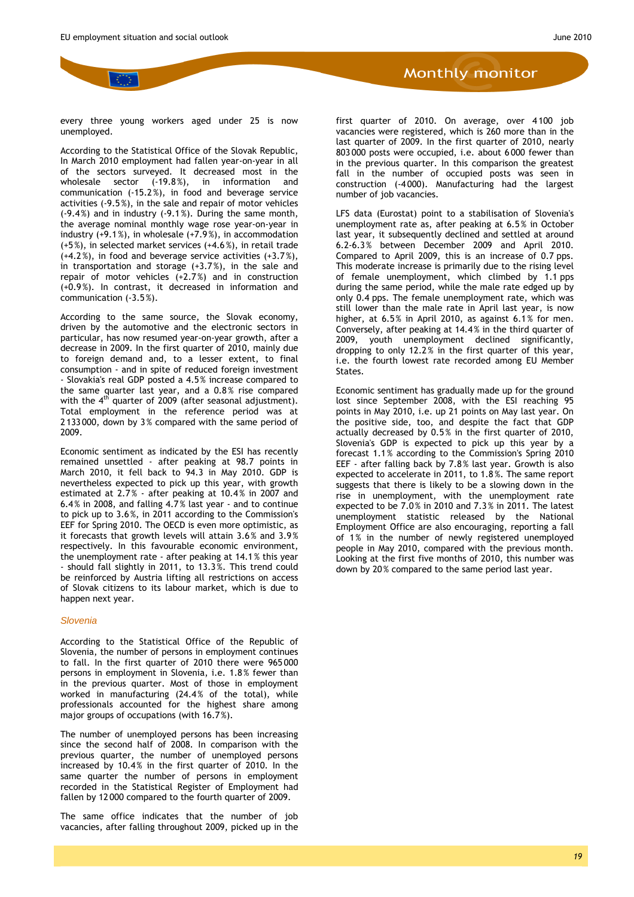every three young workers aged under 25 is now unemployed.

According to the Statistical Office of the Slovak Republic, In March 2010 employment had fallen year-on-year in all of the sectors surveyed. It decreased most in the wholesale sector (-19.8%), in information and communication (-15.2%), in food and beverage service activities (-9.5%), in the sale and repair of motor vehicles (-9.4%) and in industry (-9.1%). During the same month, the average nominal monthly wage rose year-on-year in industry (+9.1%), in wholesale (+7.9%), in accommodation (+5%), in selected market services (+4.6%), in retail trade (+4.2%), in food and beverage service activities (+3.7%), in transportation and storage (+3.7%), in the sale and repair of motor vehicles (+2.7%) and in construction (+0.9%). In contrast, it decreased in information and communication (-3.5%).

According to the same source, the Slovak economy, driven by the automotive and the electronic sectors in particular, has now resumed year-on-year growth, after a decrease in 2009. In the first quarter of 2010, mainly due to foreign demand and, to a lesser extent, to final consumption - and in spite of reduced foreign investment - Slovakia's real GDP posted a 4.5% increase compared to the same quarter last year, and a 0.8% rise compared with the 4th quarter of 2009 (after seasonal adjustment). Total employment in the reference period was at 2 133 000, down by 3% compared with the same period of 2009.

Economic sentiment as indicated by the ESI has recently remained unsettled - after peaking at 98.7 points in March 2010, it fell back to 94.3 in May 2010. GDP is nevertheless expected to pick up this year, with growth estimated at 2.7% - after peaking at 10.4% in 2007 and 6.4% in 2008, and falling 4.7% last year - and to continue to pick up to 3.6%, in 2011 according to the Commission's EEF for Spring 2010. The OECD is even more optimistic, as it forecasts that growth levels will attain 3.6% and 3.9% respectively. In this favourable economic environment, the unemployment rate - after peaking at 14.1% this year - should fall slightly in 2011, to 13.3%. This trend could be reinforced by Austria lifting all restrictions on access of Slovak citizens to its labour market, which is due to happen next year.

### *Slovenia*

According to the Statistical Office of the Republic of Slovenia, the number of persons in employment continues to fall. In the first quarter of 2010 there were 965 000 persons in employment in Slovenia, i.e. 1.8% fewer than in the previous quarter. Most of those in employment worked in manufacturing (24.4% of the total), while professionals accounted for the highest share among major groups of occupations (with 16.7%).

The number of unemployed persons has been increasing since the second half of 2008. In comparison with the previous quarter, the number of unemployed persons increased by 10.4% in the first quarter of 2010. In the same quarter the number of persons in employment recorded in the Statistical Register of Employment had fallen by 12 000 compared to the fourth quarter of 2009.

The same office indicates that the number of job vacancies, after falling throughout 2009, picked up in the first quarter of 2010. On average, over 4100 job vacancies were registered, which is 260 more than in the last quarter of 2009. In the first quarter of 2010, nearly 803 000 posts were occupied, i.e. about 6 000 fewer than in the previous quarter. In this comparison the greatest fall in the number of occupied posts was seen in construction (-4 000). Manufacturing had the largest number of job vacancies.

LFS data (Eurostat) point to a stabilisation of Slovenia's unemployment rate as, after peaking at 6.5% in October last year, it subsequently declined and settled at around 6.2-6.3% between December 2009 and April 2010. Compared to April 2009, this is an increase of 0.7 pps. This moderate increase is primarily due to the rising level of female unemployment, which climbed by 1.1 pps during the same period, while the male rate edged up by only 0.4 pps. The female unemployment rate, which was still lower than the male rate in April last year, is now higher, at 6.5% in April 2010, as against 6.1% for men. Conversely, after peaking at 14.4% in the third quarter of 2009, youth unemployment declined significantly, dropping to only 12.2% in the first quarter of this year, i.e. the fourth lowest rate recorded among EU Member States.

Economic sentiment has gradually made up for the ground lost since September 2008, with the ESI reaching 95 points in May 2010, i.e. up 21 points on May last year. On the positive side, too, and despite the fact that GDP actually decreased by 0.5% in the first quarter of 2010, Slovenia's GDP is expected to pick up this year by a forecast 1.1% according to the Commission's Spring 2010 EEF - after falling back by 7.8% last year. Growth is also expected to accelerate in 2011, to 1.8%. The same report suggests that there is likely to be a slowing down in the rise in unemployment, with the unemployment rate expected to be 7.0% in 2010 and 7.3% in 2011. The latest unemployment statistic released by the National Employment Office are also encouraging, reporting a fall of 1% in the number of newly registered unemployed people in May 2010, compared with the previous month. Looking at the first five months of 2010, this number was down by 20% compared to the same period last year.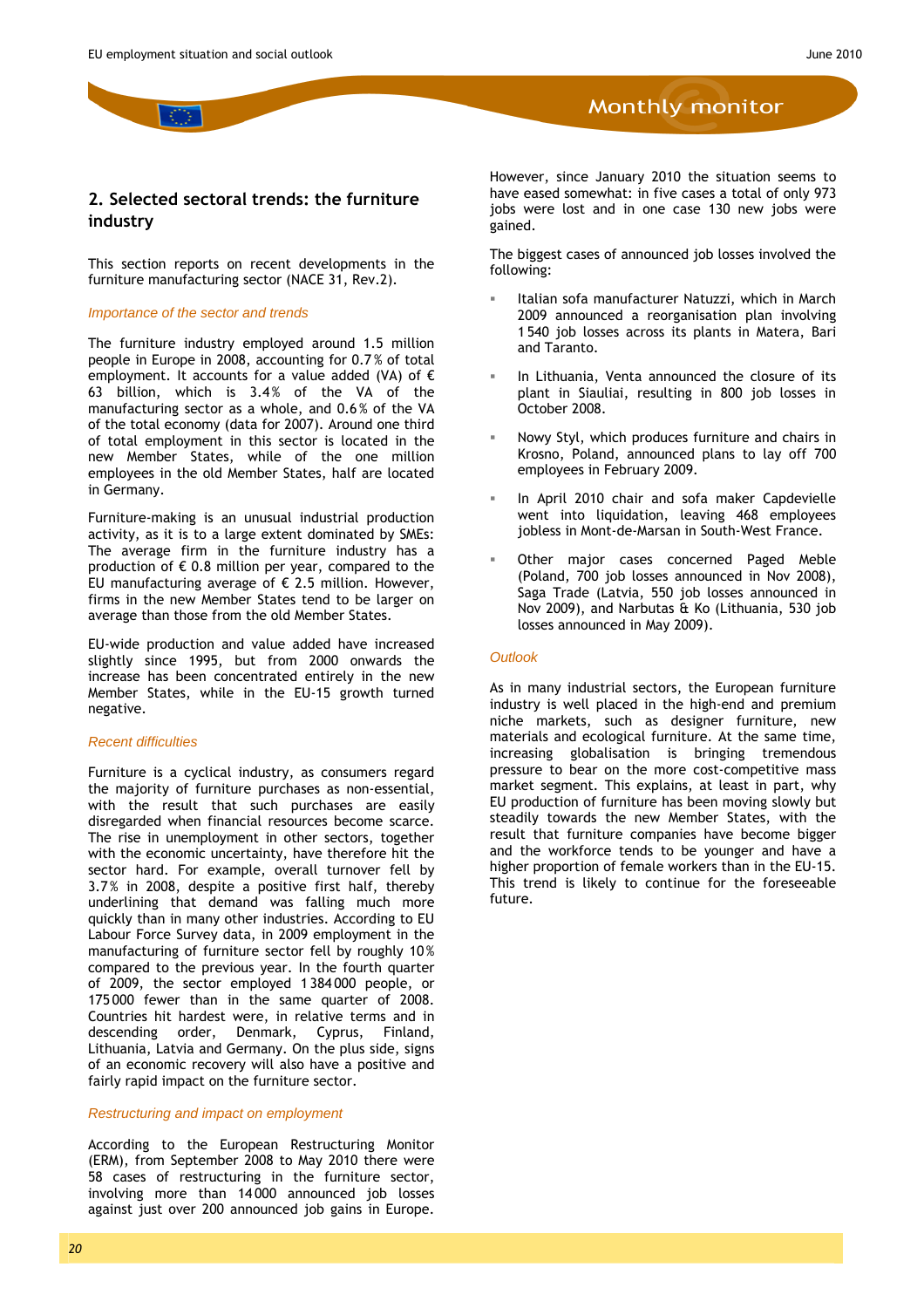## 2. Selected sectoral trends: the furniture industry

This section reports on recent developments in the furniture manufacturing sector (NACE 31, Rev.2).

*Importance of the sector and trends*

The furniture industry employed around 1.5 million people in Europe in 2008, accounting for 0.7 % of total employment. It accounts for a value added (VA) of € 63 billion, which is 3.4 % of the VA of the manufacturing sector as a whole, and 0.6 % of the VA of the total economy (data for 2007). Around one third of total employment in this sector is located in the new Member States, while of the one million employees in the old Member States, half are located in Germany.

Furniture-making is an unusual industrial production activity, as it is to a large extent dominated by SMEs: The average firm in the furniture industry has a production of € 0.8 million per year, compared to the EU manufacturing average of € 2.5 million. However, firms in the new Member States tend to be larger on average than those from the old Member States.

EU-wide production and value added have increased slightly since 1995, but from 2000 onwards the increase has been concentrated entirely in the new Member States, while in the EU-15 growth turned negative.

*Recent difficulties*

Furniture is a cyclical industry, as consumers regard the majority of furniture purchases as non-essential, with the result that such purchases are easily disregarded when financial resources become scarce. The rise in unemployment in other sectors, together with the economic uncertainty, have therefore hit the sector hard. For example, overall turnover fell by 3.7 % in 2008, despite a positive first half, thereby underlining that demand was falling much more quickly than in many other industries. According to EU Labour Force Survey data, in 2009 employment in the manufacturing of furniture sector fell by roughly 10 % compared to the previous year. In the fourth quarter of 2009, the sector employed 1 384 000 people, or 175 000 fewer than in the same quarter of 2008. Countries hit hardest were, in relative terms and in descending order, Denmark, Cyprus, Finland, Lithuania, Latvia and Germany. On the plus side, signs of an economic recovery will also have a positive and fairly rapid impact on the furniture sector.

*Restructuring and impact on employment*

According to the European Restructuring Monitor (ERM), from September 2008 to May 2010 there were 58 cases of restructuring in the furniture sector, involving more than 14 000 announced job losses against just over 200 announced job gains in Europe. However, since January 2010 the situation seems to have eased somewhat: in five cases a total of only 973 jobs were lost and in one case 130 new jobs were gained.

The biggest cases of announced job losses involved the following:

- Italian sofa manufacturer Natuzzi, which in March 2009 announced a reorganisation plan involving 1 540 job losses across its plants in Matera, Bari and Taranto.
- In Lithuania, Venta announced the closure of its plant in Siauliai, resulting in 800 job losses in October 2008.
- Nowy Styl, which produces furniture and chairs in Krosno, Poland, announced plans to lay off 700 employees in February 2009.
- In April 2010 chair and sofa maker Capdevielle went into liquidation, leaving 468 employees jobless in Mont-de-Marsan in South-West France.
- Other major cases concerned Paged Meble (Poland, 700 job losses announced in Nov 2008), Saga Trade (Latvia, 550 job losses announced in Nov 2009), and Narbutas & Ko (Lithuania, 530 job losses announced in May 2009).

*Outlook*

As in many industrial sectors, the European furniture industry is well placed in the high-end and premium niche markets, such as designer furniture, new materials and ecological furniture. At the same time, increasing globalisation is bringing tremendous pressure to bear on the more cost-competitive mass market segment. This explains, at least in part, why EU production of furniture has been moving slowly but steadily towards the new Member States, with the result that furniture companies have become bigger and the workforce tends to be younger and have a higher proportion of female workers than in the EU-15. This trend is likely to continue for the foreseeable future.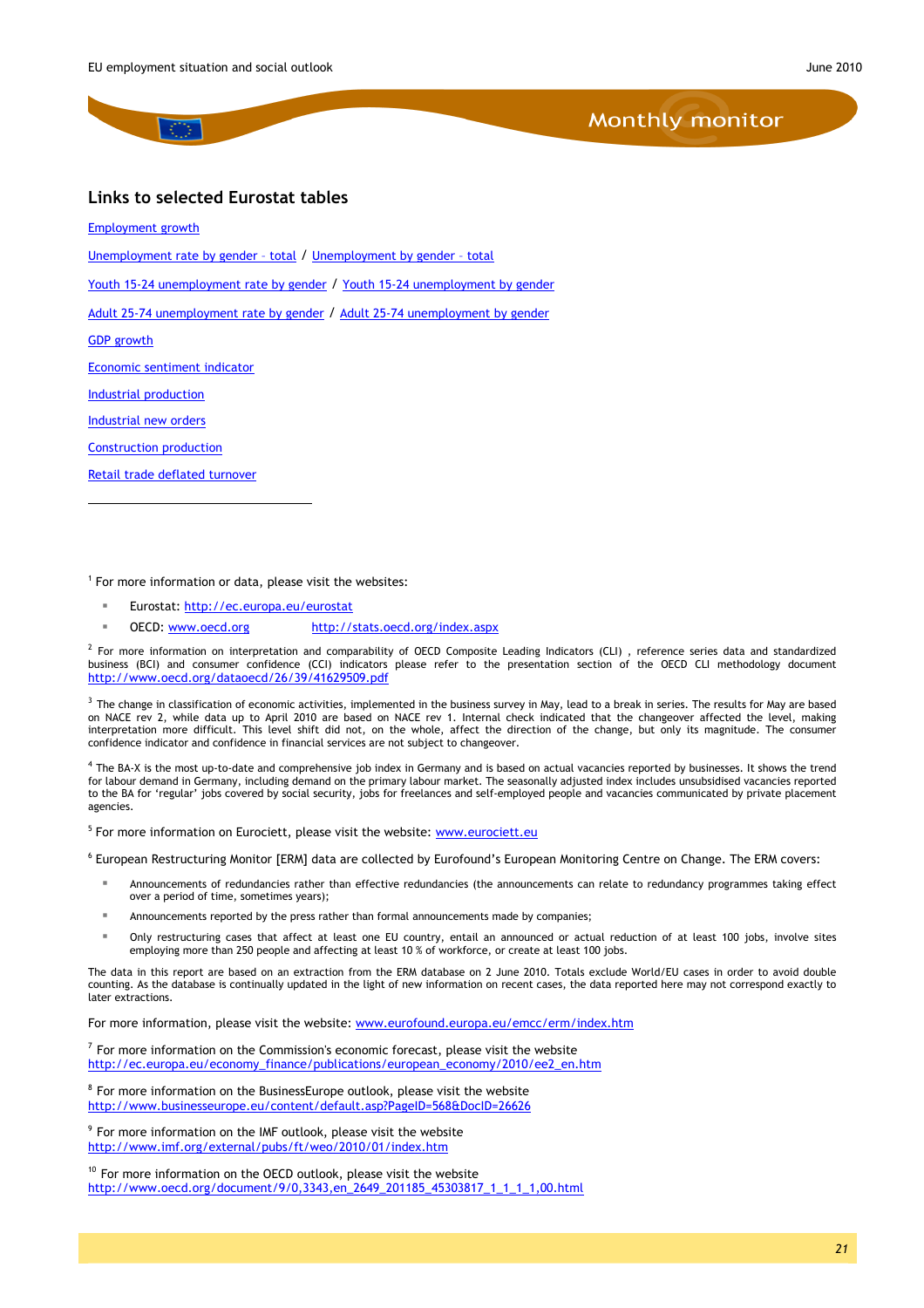## Links to selected Eurostat tables

Employment growth

Unemployment rate by gender - total / Unemployment by gender - total

Youth 15-24 unemployment rate by gender / Youth 15-24 unemployment by gender

Adult 25-74 unemployment rate by gender / Adult 25-74 unemployment by gender

GDP growth

Economic sentiment indicator

Industrial production

Industrial new orders

Construction production

Retail trade deflated turnover

---

[1] For more information or data, please visit the websites:

- Eurostat: http://ec.europa.eu/eurostat
- OECD: www.oecd.org http://stats.oecd.org/index.aspx

[2] For more information on interpretation and comparability of OECD Composite Leading Indicators (CLI) , reference series data and standardized business (BCI) and consumer confidence (CCI) indicators please refer to the presentation section of the OECD CLI methodology document http://www.oecd.org/dataoecd/26/39/41629509.pdf

[3] The change in classification of economic activities, implemented in the business survey in May, lead to a break in series. The results for May are based on NACE rev 2, while data up to April 2010 are based on NACE rev 1. Internal check indicated that the changeover affected the level, making interpretation more difficult. This level shift did not, on the whole, affect the direction of the change, but only its magnitude. The consumer confidence indicator and confidence in financial services are not subject to changeover.

[4] The BA-X is the most up-to-date and comprehensive job index in Germany and is based on actual vacancies reported by businesses. It shows the trend for labour demand in Germany, including demand on the primary labour market. The seasonally adjusted index includes unsubsidised vacancies reported to the BA for 'regular' jobs covered by social security, jobs for freelances and self-employed people and vacancies communicated by private placement agencies.

[5] For more information on Eurociett, please visit the website: www.eurociett.eu

[6] European Restructuring Monitor [ERM] data are collected by Eurofound's European Monitoring Centre on Change. The ERM covers:

- Announcements of redundancies rather than effective redundancies (the announcements can relate to redundancy programmes taking effect over a period of time, sometimes years);
- Announcements reported by the press rather than formal announcements made by companies;
- Only restructuring cases that affect at least one EU country, entail an announced or actual reduction of at least 100 jobs, involve sites employing more than 250 people and affecting at least 10 % of workforce, or create at least 100 jobs.

The data in this report are based on an extraction from the ERM database on 2 June 2010. Totals exclude World/EU cases in order to avoid double counting. As the database is continually updated in the light of new information on recent cases, the data reported here may not correspond exactly to later extractions.

For more information, please visit the website: www.eurofound.europa.eu/emcc/erm/index.htm

[7] For more information on the Commission's economic forecast, please visit the website http://ec.europa.eu/economy_finance/publications/european_economy/2010/ee2_en.htm

[8] For more information on the BusinessEurope outlook, please visit the website http://www.businesseurope.eu/content/default.asp?PageID=568&DocID=26626

[9] For more information on the IMF outlook, please visit the website http://www.imf.org/external/pubs/ft/weo/2010/01/index.htm

[10] For more information on the OECD outlook, please visit the website http://www.oecd.org/document/9/0,3343,en_2649_201185_45303817_1_1_1_1,00.html